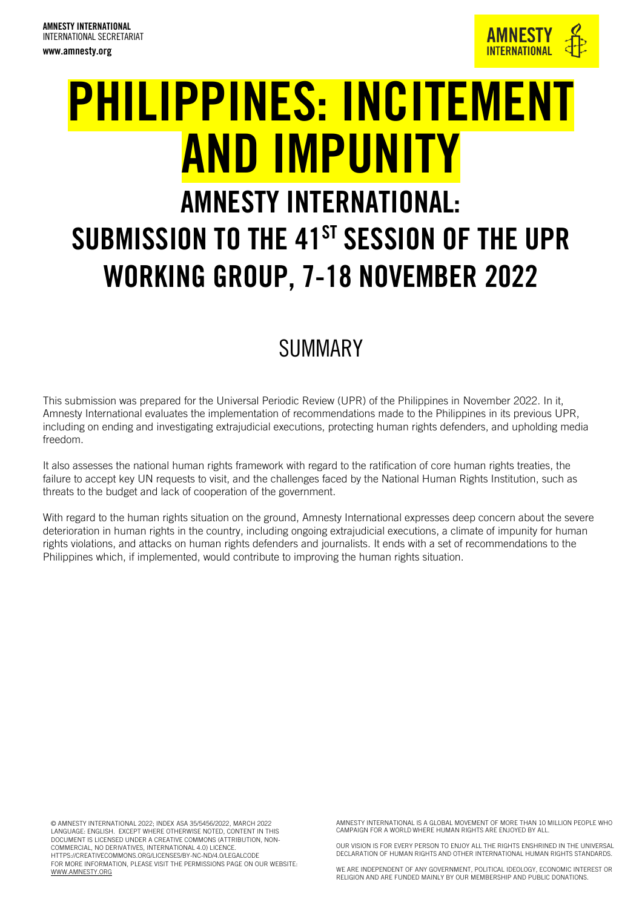**AMNESTY INTERNATIONAL**
INTERNATIONAL SECRETARIAT
**www.amnesty.org**

# PHILIPPINES: INCITEMENT AND IMPUNITY

## AMNESTY INTERNATIONAL: SUBMISSION TO THE 41ST SESSION OF THE UPR WORKING GROUP, 7-18 NOVEMBER 2022

## SUMMARY

This submission was prepared for the Universal Periodic Review (UPR) of the Philippines in November 2022. In it, Amnesty International evaluates the implementation of recommendations made to the Philippines in its previous UPR, including on ending and investigating extrajudicial executions, protecting human rights defenders, and upholding media freedom.

It also assesses the national human rights framework with regard to the ratification of core human rights treaties, the failure to accept key UN requests to visit, and the challenges faced by the National Human Rights Institution, such as threats to the budget and lack of cooperation of the government.

With regard to the human rights situation on the ground, Amnesty International expresses deep concern about the severe deterioration in human rights in the country, including ongoing extrajudicial executions, a climate of impunity for human rights violations, and attacks on human rights defenders and journalists. It ends with a set of recommendations to the Philippines which, if implemented, would contribute to improving the human rights situation.

© AMNESTY INTERNATIONAL 2022; INDEX ASA 35/5456/2022, MARCH 2022
LANGUAGE: ENGLISH. EXCEPT WHERE OTHERWISE NOTED, CONTENT IN THIS DOCUMENT IS LICENSED UNDER A CREATIVE COMMONS (ATTRIBUTION, NON-COMMERCIAL, NO DERIVATIVES, INTERNATIONAL 4.0) LICENCE.
HTTPS://CREATIVECOMMONS.ORG/LICENSES/BY-NC-ND/4.0/LEGALCODE
FOR MORE INFORMATION, PLEASE VISIT THE PERMISSIONS PAGE ON OUR WEBSITE: WWW.AMNESTY.ORG

AMNESTY INTERNATIONAL IS A GLOBAL MOVEMENT OF MORE THAN 10 MILLION PEOPLE WHO CAMPAIGN FOR A WORLD WHERE HUMAN RIGHTS ARE ENJOYED BY ALL.

OUR VISION IS FOR EVERY PERSON TO ENJOY ALL THE RIGHTS ENSHRINED IN THE UNIVERSAL DECLARATION OF HUMAN RIGHTS AND OTHER INTERNATIONAL HUMAN RIGHTS STANDARDS.

WE ARE INDEPENDENT OF ANY GOVERNMENT, POLITICAL IDEOLOGY, ECONOMIC INTEREST OR RELIGION AND ARE FUNDED MAINLY BY OUR MEMBERSHIP AND PUBLIC DONATIONS.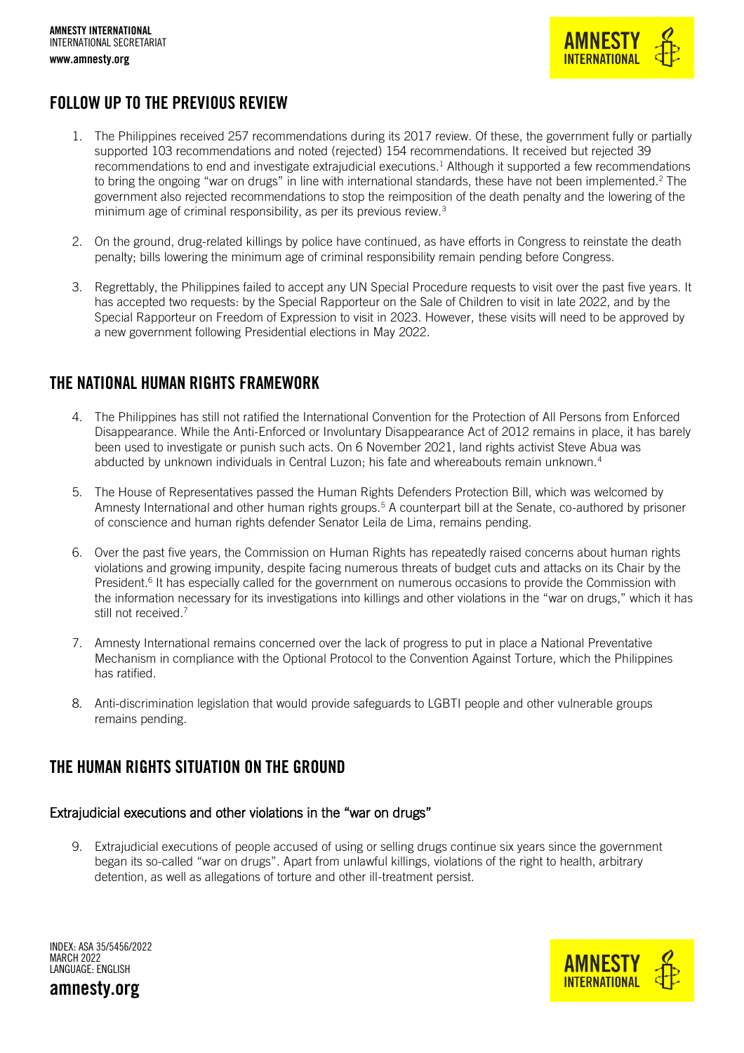## FOLLOW UP TO THE PREVIOUS REVIEW

1. The Philippines received 257 recommendations during its 2017 review. Of these, the government fully or partially supported 103 recommendations and noted (rejected) 154 recommendations. It received but rejected 39 recommendations to end and investigate extrajudicial executions.[1] Although it supported a few recommendations to bring the ongoing "war on drugs" in line with international standards, these have not been implemented.[2] The government also rejected recommendations to stop the reimposition of the death penalty and the lowering of the minimum age of criminal responsibility, as per its previous review.[3]

2. On the ground, drug-related killings by police have continued, as have efforts in Congress to reinstate the death penalty; bills lowering the minimum age of criminal responsibility remain pending before Congress.

3. Regrettably, the Philippines failed to accept any UN Special Procedure requests to visit over the past five years. It has accepted two requests: by the Special Rapporteur on the Sale of Children to visit in late 2022, and by the Special Rapporteur on Freedom of Expression to visit in 2023. However, these visits will need to be approved by a new government following Presidential elections in May 2022.

## THE NATIONAL HUMAN RIGHTS FRAMEWORK

4. The Philippines has still not ratified the International Convention for the Protection of All Persons from Enforced Disappearance. While the Anti-Enforced or Involuntary Disappearance Act of 2012 remains in place, it has barely been used to investigate or punish such acts. On 6 November 2021, land rights activist Steve Abua was abducted by unknown individuals in Central Luzon; his fate and whereabouts remain unknown.[4]

5. The House of Representatives passed the Human Rights Defenders Protection Bill, which was welcomed by Amnesty International and other human rights groups.[5] A counterpart bill at the Senate, co-authored by prisoner of conscience and human rights defender Senator Leila de Lima, remains pending.

6. Over the past five years, the Commission on Human Rights has repeatedly raised concerns about human rights violations and growing impunity, despite facing numerous threats of budget cuts and attacks on its Chair by the President.[6] It has especially called for the government on numerous occasions to provide the Commission with the information necessary for its investigations into killings and other violations in the "war on drugs," which it has still not received.[7]

7. Amnesty International remains concerned over the lack of progress to put in place a National Preventative Mechanism in compliance with the Optional Protocol to the Convention Against Torture, which the Philippines has ratified.

8. Anti-discrimination legislation that would provide safeguards to LGBTI people and other vulnerable groups remains pending.

## THE HUMAN RIGHTS SITUATION ON THE GROUND

### Extrajudicial executions and other violations in the "war on drugs"

9. Extrajudicial executions of people accused of using or selling drugs continue six years since the government began its so-called "war on drugs". Apart from unlawful killings, violations of the right to health, arbitrary detention, as well as allegations of torture and other ill-treatment persist.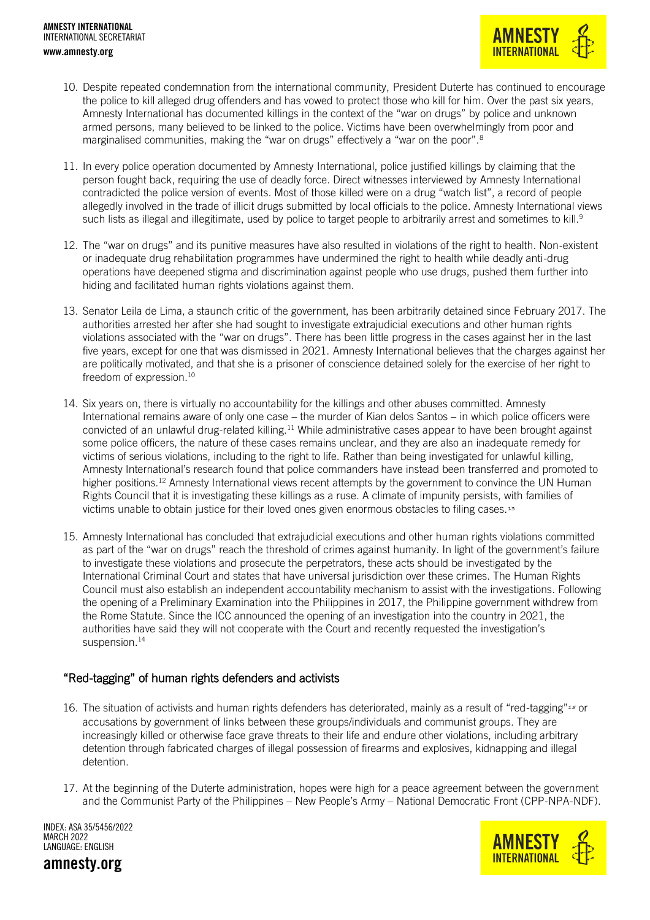10. Despite repeated condemnation from the international community, President Duterte has continued to encourage the police to kill alleged drug offenders and has vowed to protect those who kill for him. Over the past six years, Amnesty International has documented killings in the context of the "war on drugs" by police and unknown armed persons, many believed to be linked to the police. Victims have been overwhelmingly from poor and marginalised communities, making the "war on drugs" effectively a "war on the poor".[8]

11. In every police operation documented by Amnesty International, police justified killings by claiming that the person fought back, requiring the use of deadly force. Direct witnesses interviewed by Amnesty International contradicted the police version of events. Most of those killed were on a drug "watch list", a record of people allegedly involved in the trade of illicit drugs submitted by local officials to the police. Amnesty International views such lists as illegal and illegitimate, used by police to target people to arbitrarily arrest and sometimes to kill.[9]

12. The "war on drugs" and its punitive measures have also resulted in violations of the right to health. Non-existent or inadequate drug rehabilitation programmes have undermined the right to health while deadly anti-drug operations have deepened stigma and discrimination against people who use drugs, pushed them further into hiding and facilitated human rights violations against them.

13. Senator Leila de Lima, a staunch critic of the government, has been arbitrarily detained since February 2017. The authorities arrested her after she had sought to investigate extrajudicial executions and other human rights violations associated with the "war on drugs". There has been little progress in the cases against her in the last five years, except for one that was dismissed in 2021. Amnesty International believes that the charges against her are politically motivated, and that she is a prisoner of conscience detained solely for the exercise of her right to freedom of expression.[10]

14. Six years on, there is virtually no accountability for the killings and other abuses committed. Amnesty International remains aware of only one case – the murder of Kian delos Santos – in which police officers were convicted of an unlawful drug-related killing.[11] While administrative cases appear to have been brought against some police officers, the nature of these cases remains unclear, and they are also an inadequate remedy for victims of serious violations, including to the right to life. Rather than being investigated for unlawful killing, Amnesty International's research found that police commanders have instead been transferred and promoted to higher positions.[12] Amnesty International views recent attempts by the government to convince the UN Human Rights Council that it is investigating these killings as a ruse. A climate of impunity persists, with families of victims unable to obtain justice for their loved ones given enormous obstacles to filing cases.[13]

15. Amnesty International has concluded that extrajudicial executions and other human rights violations committed as part of the "war on drugs" reach the threshold of crimes against humanity. In light of the government's failure to investigate these violations and prosecute the perpetrators, these acts should be investigated by the International Criminal Court and states that have universal jurisdiction over these crimes. The Human Rights Council must also establish an independent accountability mechanism to assist with the investigations. Following the opening of a Preliminary Examination into the Philippines in 2017, the Philippine government withdrew from the Rome Statute. Since the ICC announced the opening of an investigation into the country in 2021, the authorities have said they will not cooperate with the Court and recently requested the investigation's suspension.[14]

## "Red-tagging" of human rights defenders and activists

16. The situation of activists and human rights defenders has deteriorated, mainly as a result of "red-tagging"[15] or accusations by government of links between these groups/individuals and communist groups. They are increasingly killed or otherwise face grave threats to their life and endure other violations, including arbitrary detention through fabricated charges of illegal possession of firearms and explosives, kidnapping and illegal detention.

17. At the beginning of the Duterte administration, hopes were high for a peace agreement between the government and the Communist Party of the Philippines – New People's Army – National Democratic Front (CPP-NPA-NDF).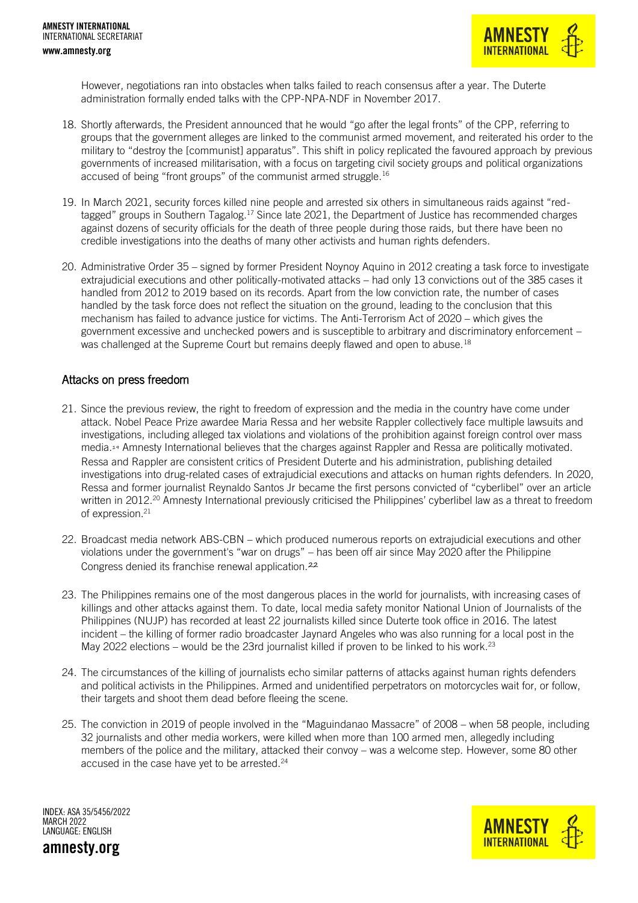However, negotiations ran into obstacles when talks failed to reach consensus after a year. The Duterte administration formally ended talks with the CPP-NPA-NDF in November 2017.

18. Shortly afterwards, the President announced that he would "go after the legal fronts" of the CPP, referring to groups that the government alleges are linked to the communist armed movement, and reiterated his order to the military to "destroy the [communist] apparatus". This shift in policy replicated the favoured approach by previous governments of increased militarisation, with a focus on targeting civil society groups and political organizations accused of being "front groups" of the communist armed struggle.[16]

19. In March 2021, security forces killed nine people and arrested six others in simultaneous raids against "red-tagged" groups in Southern Tagalog.[17] Since late 2021, the Department of Justice has recommended charges against dozens of security officials for the death of three people during those raids, but there have been no credible investigations into the deaths of many other activists and human rights defenders.

20. Administrative Order 35 – signed by former President Noynoy Aquino in 2012 creating a task force to investigate extrajudicial executions and other politically-motivated attacks – had only 13 convictions out of the 385 cases it handled from 2012 to 2019 based on its records. Apart from the low conviction rate, the number of cases handled by the task force does not reflect the situation on the ground, leading to the conclusion that this mechanism has failed to advance justice for victims. The Anti-Terrorism Act of 2020 – which gives the government excessive and unchecked powers and is susceptible to arbitrary and discriminatory enforcement – was challenged at the Supreme Court but remains deeply flawed and open to abuse.[18]

## Attacks on press freedom

21. Since the previous review, the right to freedom of expression and the media in the country have come under attack. Nobel Peace Prize awardee Maria Ressa and her website Rappler collectively face multiple lawsuits and investigations, including alleged tax violations and violations of the prohibition against foreign control over mass media.[19] Amnesty International believes that the charges against Rappler and Ressa are politically motivated. Ressa and Rappler are consistent critics of President Duterte and his administration, publishing detailed investigations into drug-related cases of extrajudicial executions and attacks on human rights defenders. In 2020, Ressa and former journalist Reynaldo Santos Jr became the first persons convicted of "cyberlibel" over an article written in 2012.[20] Amnesty International previously criticised the Philippines' cyberlibel law as a threat to freedom of expression.[21]

22. Broadcast media network ABS-CBN – which produced numerous reports on extrajudicial executions and other violations under the government's "war on drugs" – has been off air since May 2020 after the Philippine Congress denied its franchise renewal application.[22]

23. The Philippines remains one of the most dangerous places in the world for journalists, with increasing cases of killings and other attacks against them. To date, local media safety monitor National Union of Journalists of the Philippines (NUJP) has recorded at least 22 journalists killed since Duterte took office in 2016. The latest incident – the killing of former radio broadcaster Jaynard Angeles who was also running for a local post in the May 2022 elections – would be the 23rd journalist killed if proven to be linked to his work.[23]

24. The circumstances of the killing of journalists echo similar patterns of attacks against human rights defenders and political activists in the Philippines. Armed and unidentified perpetrators on motorcycles wait for, or follow, their targets and shoot them dead before fleeing the scene.

25. The conviction in 2019 of people involved in the "Maguindanao Massacre" of 2008 – when 58 people, including 32 journalists and other media workers, were killed when more than 100 armed men, allegedly including members of the police and the military, attacked their convoy – was a welcome step. However, some 80 other accused in the case have yet to be arrested.[24]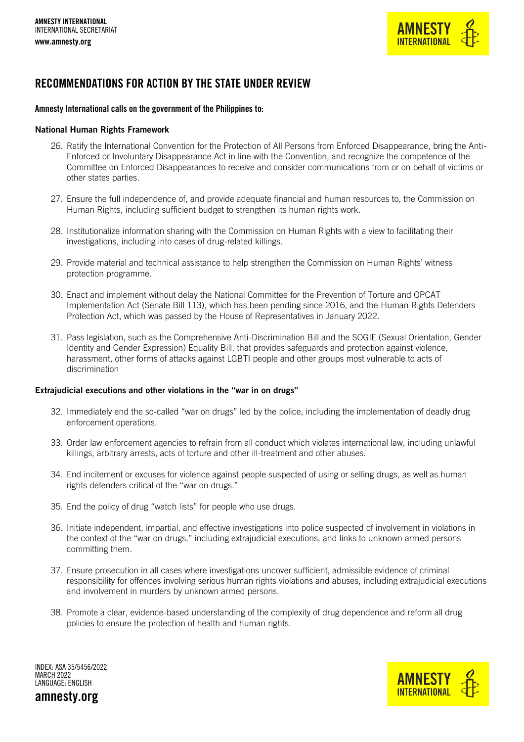## RECOMMENDATIONS FOR ACTION BY THE STATE UNDER REVIEW

**Amnesty International calls on the government of the Philippines to:**

**National Human Rights Framework**

26. Ratify the International Convention for the Protection of All Persons from Enforced Disappearance, bring the Anti-Enforced or Involuntary Disappearance Act in line with the Convention, and recognize the competence of the Committee on Enforced Disappearances to receive and consider communications from or on behalf of victims or other states parties.

27. Ensure the full independence of, and provide adequate financial and human resources to, the Commission on Human Rights, including sufficient budget to strengthen its human rights work.

28. Institutionalize information sharing with the Commission on Human Rights with a view to facilitating their investigations, including into cases of drug-related killings.

29. Provide material and technical assistance to help strengthen the Commission on Human Rights' witness protection programme.

30. Enact and implement without delay the National Committee for the Prevention of Torture and OPCAT Implementation Act (Senate Bill 113), which has been pending since 2016, and the Human Rights Defenders Protection Act, which was passed by the House of Representatives in January 2022.

31. Pass legislation, such as the Comprehensive Anti-Discrimination Bill and the SOGIE (Sexual Orientation, Gender Identity and Gender Expression) Equality Bill, that provides safeguards and protection against violence, harassment, other forms of attacks against LGBTI people and other groups most vulnerable to acts of discrimination

**Extrajudicial executions and other violations in the "war in on drugs"**

32. Immediately end the so-called "war on drugs" led by the police, including the implementation of deadly drug enforcement operations.

33. Order law enforcement agencies to refrain from all conduct which violates international law, including unlawful killings, arbitrary arrests, acts of torture and other ill-treatment and other abuses.

34. End incitement or excuses for violence against people suspected of using or selling drugs, as well as human rights defenders critical of the "war on drugs."

35. End the policy of drug "watch lists" for people who use drugs.

36. Initiate independent, impartial, and effective investigations into police suspected of involvement in violations in the context of the "war on drugs," including extrajudicial executions, and links to unknown armed persons committing them.

37. Ensure prosecution in all cases where investigations uncover sufficient, admissible evidence of criminal responsibility for offences involving serious human rights violations and abuses, including extrajudicial executions and involvement in murders by unknown armed persons.

38. Promote a clear, evidence-based understanding of the complexity of drug dependence and reform all drug policies to ensure the protection of health and human rights.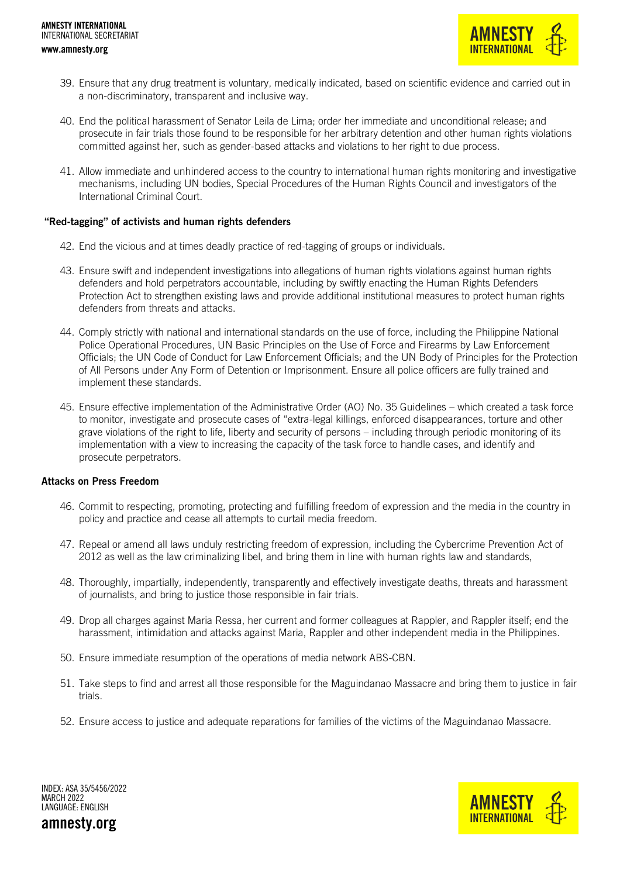39. Ensure that any drug treatment is voluntary, medically indicated, based on scientific evidence and carried out in a non-discriminatory, transparent and inclusive way.

40. End the political harassment of Senator Leila de Lima; order her immediate and unconditional release; and prosecute in fair trials those found to be responsible for her arbitrary detention and other human rights violations committed against her, such as gender-based attacks and violations to her right to due process.

41. Allow immediate and unhindered access to the country to international human rights monitoring and investigative mechanisms, including UN bodies, Special Procedures of the Human Rights Council and investigators of the International Criminal Court.

**"Red-tagging" of activists and human rights defenders**

42. End the vicious and at times deadly practice of red-tagging of groups or individuals.

43. Ensure swift and independent investigations into allegations of human rights violations against human rights defenders and hold perpetrators accountable, including by swiftly enacting the Human Rights Defenders Protection Act to strengthen existing laws and provide additional institutional measures to protect human rights defenders from threats and attacks.

44. Comply strictly with national and international standards on the use of force, including the Philippine National Police Operational Procedures, UN Basic Principles on the Use of Force and Firearms by Law Enforcement Officials; the UN Code of Conduct for Law Enforcement Officials; and the UN Body of Principles for the Protection of All Persons under Any Form of Detention or Imprisonment. Ensure all police officers are fully trained and implement these standards.

45. Ensure effective implementation of the Administrative Order (AO) No. 35 Guidelines – which created a task force to monitor, investigate and prosecute cases of "extra-legal killings, enforced disappearances, torture and other grave violations of the right to life, liberty and security of persons – including through periodic monitoring of its implementation with a view to increasing the capacity of the task force to handle cases, and identify and prosecute perpetrators.

**Attacks on Press Freedom**

46. Commit to respecting, promoting, protecting and fulfilling freedom of expression and the media in the country in policy and practice and cease all attempts to curtail media freedom.

47. Repeal or amend all laws unduly restricting freedom of expression, including the Cybercrime Prevention Act of 2012 as well as the law criminalizing libel, and bring them in line with human rights law and standards,

48. Thoroughly, impartially, independently, transparently and effectively investigate deaths, threats and harassment of journalists, and bring to justice those responsible in fair trials.

49. Drop all charges against Maria Ressa, her current and former colleagues at Rappler, and Rappler itself; end the harassment, intimidation and attacks against Maria, Rappler and other independent media in the Philippines.

50. Ensure immediate resumption of the operations of media network ABS-CBN.

51. Take steps to find and arrest all those responsible for the Maguindanao Massacre and bring them to justice in fair trials.

52. Ensure access to justice and adequate reparations for families of the victims of the Maguindanao Massacre.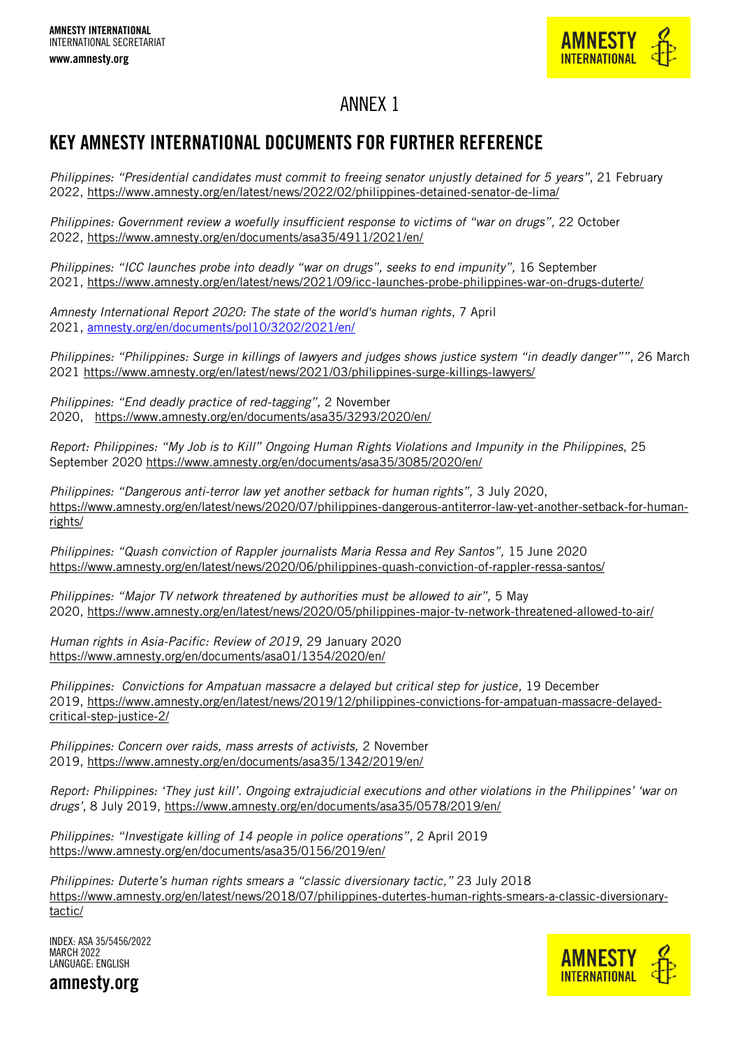# ANNEX 1

## KEY AMNESTY INTERNATIONAL DOCUMENTS FOR FURTHER REFERENCE

*Philippines: "Presidential candidates must commit to freeing senator unjustly detained for 5 years"*, 21 February 2022, https://www.amnesty.org/en/latest/news/2022/02/philippines-detained-senator-de-lima/

*Philippines: Government review a woefully insufficient response to victims of "war on drugs",* 22 October 2022, https://www.amnesty.org/en/documents/asa35/4911/2021/en/

*Philippines: "ICC launches probe into deadly "war on drugs", seeks to end impunity",* 16 September 2021, https://www.amnesty.org/en/latest/news/2021/09/icc-launches-probe-philippines-war-on-drugs-duterte/

*Amnesty International Report 2020: The state of the world's human rights*, 7 April 2021, amnesty.org/en/documents/pol10/3202/2021/en/

*Philippines: "Philippines: Surge in killings of lawyers and judges shows justice system "in deadly danger"",* 26 March 2021 https://www.amnesty.org/en/latest/news/2021/03/philippines-surge-killings-lawyers/

*Philippines: "End deadly practice of red-tagging",* 2 November 2020, https://www.amnesty.org/en/documents/asa35/3293/2020/en/

*Report: Philippines: "My Job is to Kill" Ongoing Human Rights Violations and Impunity in the Philippines*, 25 September 2020 https://www.amnesty.org/en/documents/asa35/3085/2020/en/

*Philippines: "Dangerous anti-terror law yet another setback for human rights",* 3 July 2020, https://www.amnesty.org/en/latest/news/2020/07/philippines-dangerous-antiterror-law-yet-another-setback-for-human-rights/

*Philippines: "Quash conviction of Rappler journalists Maria Ressa and Rey Santos",* 15 June 2020 https://www.amnesty.org/en/latest/news/2020/06/philippines-quash-conviction-of-rappler-ressa-santos/

*Philippines: "Major TV network threatened by authorities must be allowed to air",* 5 May 2020, https://www.amnesty.org/en/latest/news/2020/05/philippines-major-tv-network-threatened-allowed-to-air/

*Human rights in Asia-Pacific: Review of 2019*, 29 January 2020 https://www.amnesty.org/en/documents/asa01/1354/2020/en/

*Philippines: Convictions for Ampatuan massacre a delayed but critical step for justice,* 19 December 2019, https://www.amnesty.org/en/latest/news/2019/12/philippines-convictions-for-ampatuan-massacre-delayed-critical-step-justice-2/

*Philippines: Concern over raids, mass arrests of activists,* 2 November 2019, https://www.amnesty.org/en/documents/asa35/1342/2019/en/

*Report: Philippines: 'They just kill'. Ongoing extrajudicial executions and other violations in the Philippines' 'war on drugs'*, 8 July 2019, https://www.amnesty.org/en/documents/asa35/0578/2019/en/

*Philippines: "Investigate killing of 14 people in police operations",* 2 April 2019 https://www.amnesty.org/en/documents/asa35/0156/2019/en/

*Philippines: Duterte's human rights smears a "classic diversionary tactic,"* 23 July 2018 https://www.amnesty.org/en/latest/news/2018/07/philippines-dutertes-human-rights-smears-a-classic-diversionary-tactic/

INDEX: ASA 35/5456/2022
MARCH 2022
LANGUAGE: ENGLISH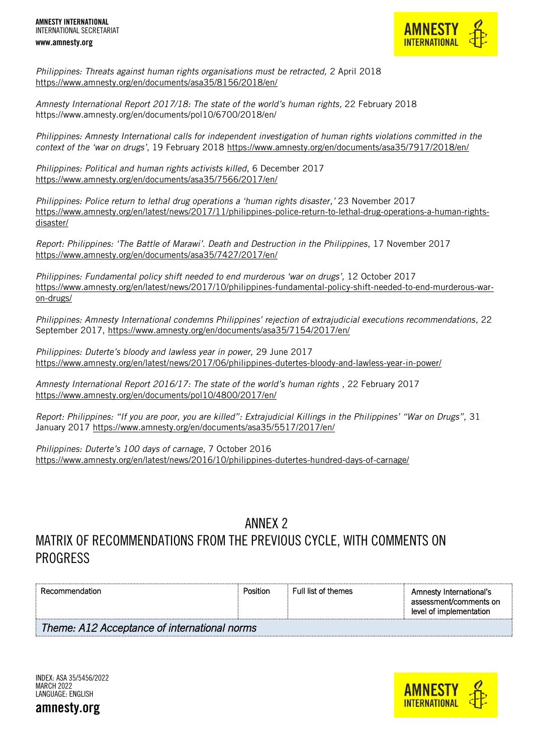*Philippines: Threats against human rights organisations must be retracted,* 2 April 2018 https://www.amnesty.org/en/documents/asa35/8156/2018/en/

*Amnesty International Report 2017/18: The state of the world's human rights,* 22 February 2018 https://www.amnesty.org/en/documents/pol10/6700/2018/en/

*Philippines: Amnesty International calls for independent investigation of human rights violations committed in the context of the 'war on drugs'*, 19 February 2018 https://www.amnesty.org/en/documents/asa35/7917/2018/en/

*Philippines: Political and human rights activists killed*, 6 December 2017 https://www.amnesty.org/en/documents/asa35/7566/2017/en/

*Philippines: Police return to lethal drug operations a 'human rights disaster,'* 23 November 2017 https://www.amnesty.org/en/latest/news/2017/11/philippines-police-return-to-lethal-drug-operations-a-human-rights-disaster/

*Report: Philippines: 'The Battle of Marawi'. Death and Destruction in the Philippines*, 17 November 2017 https://www.amnesty.org/en/documents/asa35/7427/2017/en/

*Philippines: Fundamental policy shift needed to end murderous 'war on drugs',* 12 October 2017 https://www.amnesty.org/en/latest/news/2017/10/philippines-fundamental-policy-shift-needed-to-end-murderous-war-on-drugs/

*Philippines: Amnesty International condemns Philippines' rejection of extrajudicial executions recommendations*, 22 September 2017, https://www.amnesty.org/en/documents/asa35/7154/2017/en/

*Philippines: Duterte's bloody and lawless year in power,* 29 June 2017 https://www.amnesty.org/en/latest/news/2017/06/philippines-dutertes-bloody-and-lawless-year-in-power/

*Amnesty International Report 2016/17: The state of the world's human rights* , 22 February 2017 https://www.amnesty.org/en/documents/pol10/4800/2017/en/

*Report: Philippines: "If you are poor, you are killed": Extrajudicial Killings in the Philippines' "War on Drugs",* 31 January 2017 https://www.amnesty.org/en/documents/asa35/5517/2017/en/

*Philippines: Duterte's 100 days of carnage*, 7 October 2016 https://www.amnesty.org/en/latest/news/2016/10/philippines-dutertes-hundred-days-of-carnage/

# ANNEX 2
# MATRIX OF RECOMMENDATIONS FROM THE PREVIOUS CYCLE, WITH COMMENTS ON PROGRESS

| Recommendation | Position | Full list of themes | Amnesty International's assessment/comments on level of implementation |
|---|---|---|---|
| *Theme: A12 Acceptance of international norms* | | | |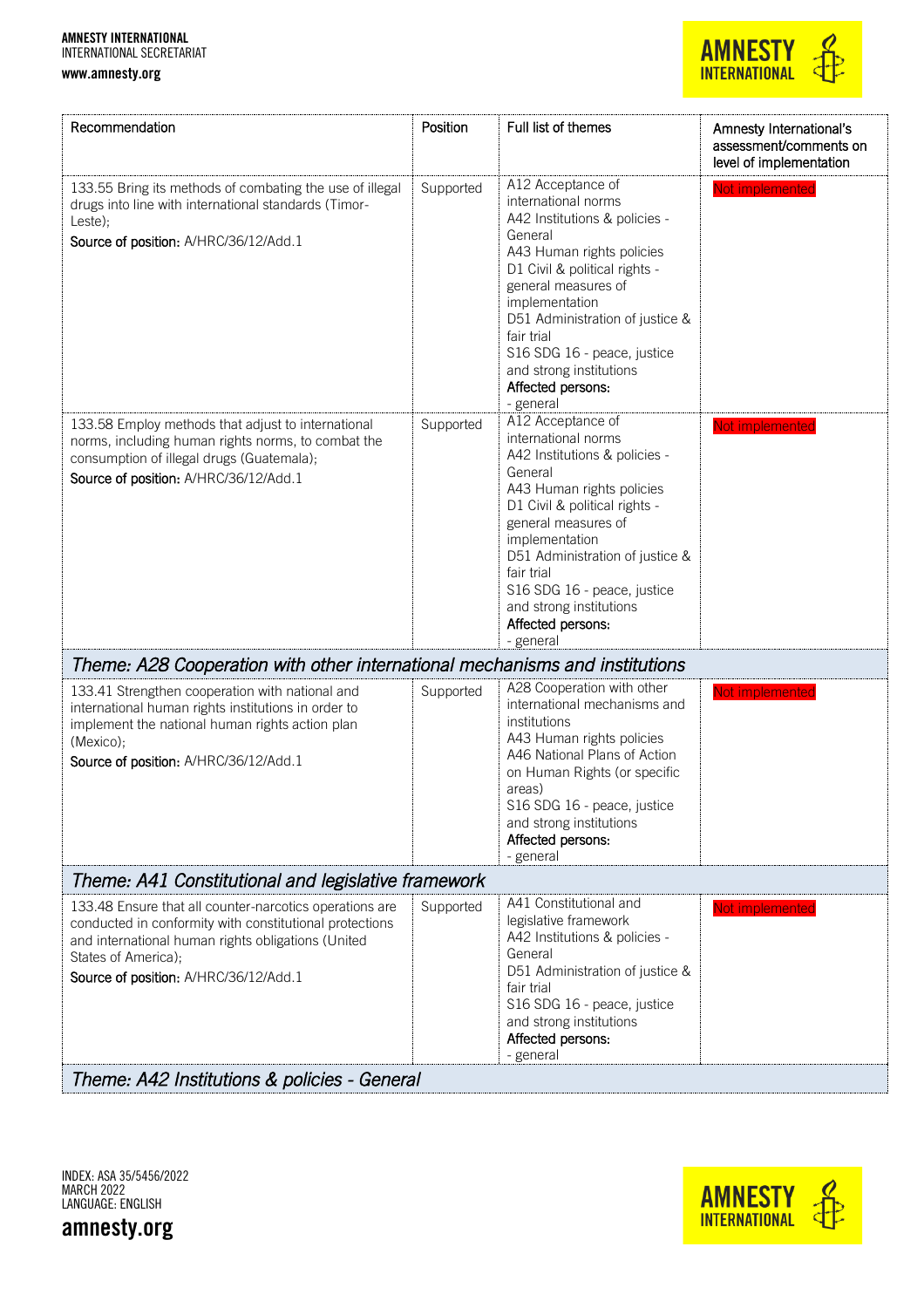| Recommendation | Position | Full list of themes | Amnesty International's assessment/comments on level of implementation |
|---|---|---|---|
| 133.55 Bring its methods of combating the use of illegal drugs into line with international standards (Timor-Leste);<br>Source of position: A/HRC/36/12/Add.1 | Supported | A12 Acceptance of international norms<br>A42 Institutions & policies - General<br>A43 Human rights policies<br>D1 Civil & political rights - general measures of implementation<br>D51 Administration of justice & fair trial<br>S16 SDG 16 - peace, justice and strong institutions<br>Affected persons:<br>- general | Not implemented |
| 133.58 Employ methods that adjust to international norms, including human rights norms, to combat the consumption of illegal drugs (Guatemala);<br>Source of position: A/HRC/36/12/Add.1 | Supported | A12 Acceptance of international norms<br>A42 Institutions & policies - General<br>A43 Human rights policies<br>D1 Civil & political rights - general measures of implementation<br>D51 Administration of justice & fair trial<br>S16 SDG 16 - peace, justice and strong institutions<br>Affected persons:<br>- general | Not implemented |
| *Theme: A28 Cooperation with other international mechanisms and institutions* | | | |
| 133.41 Strengthen cooperation with national and international human rights institutions in order to implement the national human rights action plan (Mexico);<br>Source of position: A/HRC/36/12/Add.1 | Supported | A28 Cooperation with other international mechanisms and institutions<br>A43 Human rights policies<br>A46 National Plans of Action on Human Rights (or specific areas)<br>S16 SDG 16 - peace, justice and strong institutions<br>Affected persons:<br>- general | Not implemented |
| *Theme: A41 Constitutional and legislative framework* | | | |
| 133.48 Ensure that all counter-narcotics operations are conducted in conformity with constitutional protections and international human rights obligations (United States of America);<br>Source of position: A/HRC/36/12/Add.1 | Supported | A41 Constitutional and legislative framework<br>A42 Institutions & policies - General<br>D51 Administration of justice & fair trial<br>S16 SDG 16 - peace, justice and strong institutions<br>Affected persons:<br>- general | Not implemented |
| *Theme: A42 Institutions & policies - General* | | | |

INDEX: ASA 35/5456/2022
MARCH 2022
LANGUAGE: ENGLISH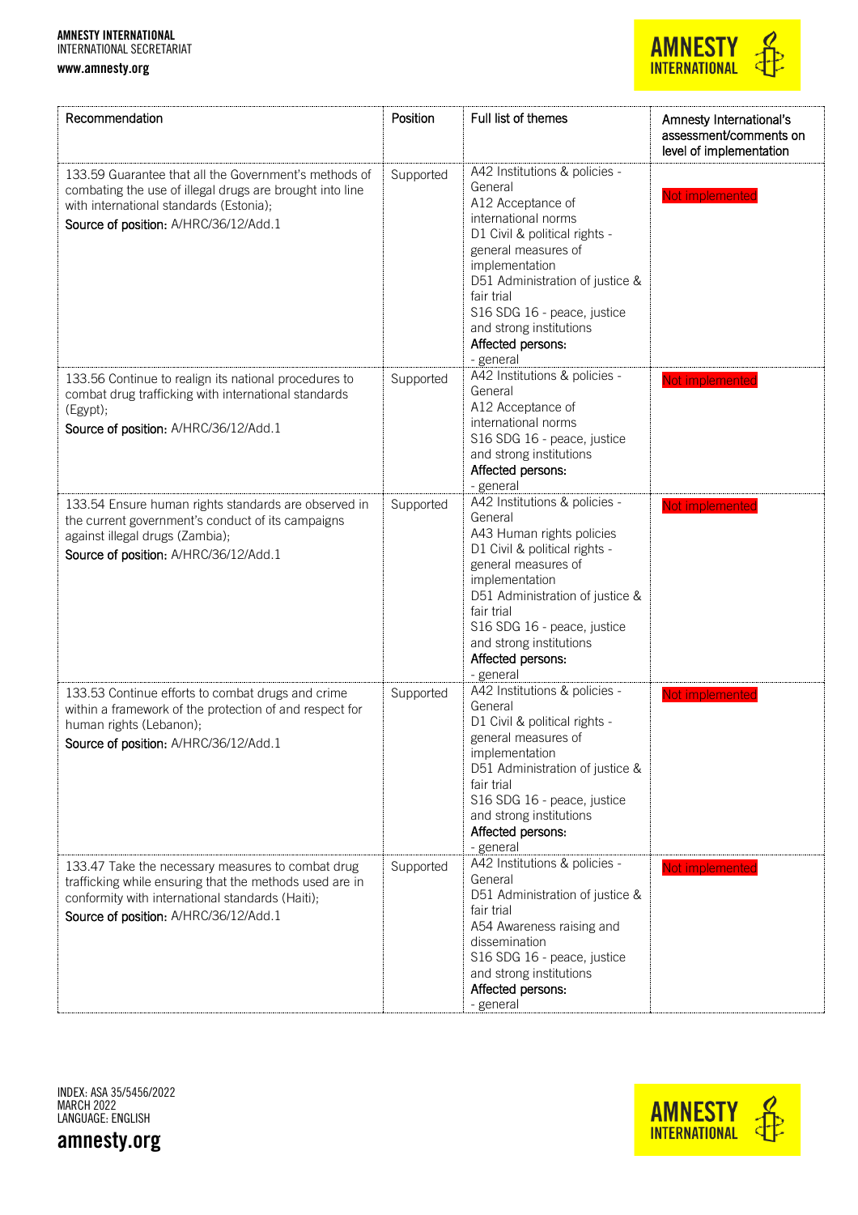| Recommendation | Position | Full list of themes | Amnesty International's assessment/comments on level of implementation |
|---|---|---|---|
| 133.59 Guarantee that all the Government's methods of combating the use of illegal drugs are brought into line with international standards (Estonia);<br>**Source of position:** A/HRC/36/12/Add.1 | Supported | A42 Institutions & policies - General<br>A12 Acceptance of international norms<br>D1 Civil & political rights - general measures of implementation<br>D51 Administration of justice & fair trial<br>S16 SDG 16 - peace, justice and strong institutions<br>**Affected persons:**<br>- general | Not implemented |
| 133.56 Continue to realign its national procedures to combat drug trafficking with international standards (Egypt);<br>**Source of position:** A/HRC/36/12/Add.1 | Supported | A42 Institutions & policies - General<br>A12 Acceptance of international norms<br>S16 SDG 16 - peace, justice and strong institutions<br>**Affected persons:**<br>- general | Not implemented |
| 133.54 Ensure human rights standards are observed in the current government's conduct of its campaigns against illegal drugs (Zambia);<br>**Source of position:** A/HRC/36/12/Add.1 | Supported | A42 Institutions & policies - General<br>A43 Human rights policies<br>D1 Civil & political rights - general measures of implementation<br>D51 Administration of justice & fair trial<br>S16 SDG 16 - peace, justice and strong institutions<br>**Affected persons:**<br>- general | Not implemented |
| 133.53 Continue efforts to combat drugs and crime within a framework of the protection of and respect for human rights (Lebanon);<br>**Source of position:** A/HRC/36/12/Add.1 | Supported | A42 Institutions & policies - General<br>D1 Civil & political rights - general measures of implementation<br>D51 Administration of justice & fair trial<br>S16 SDG 16 - peace, justice and strong institutions<br>**Affected persons:**<br>- general | Not implemented |
| 133.47 Take the necessary measures to combat drug trafficking while ensuring that the methods used are in conformity with international standards (Haiti);<br>**Source of position:** A/HRC/36/12/Add.1 | Supported | A42 Institutions & policies - General<br>D51 Administration of justice & fair trial<br>A54 Awareness raising and dissemination<br>S16 SDG 16 - peace, justice and strong institutions<br>**Affected persons:**<br>- general | Not implemented |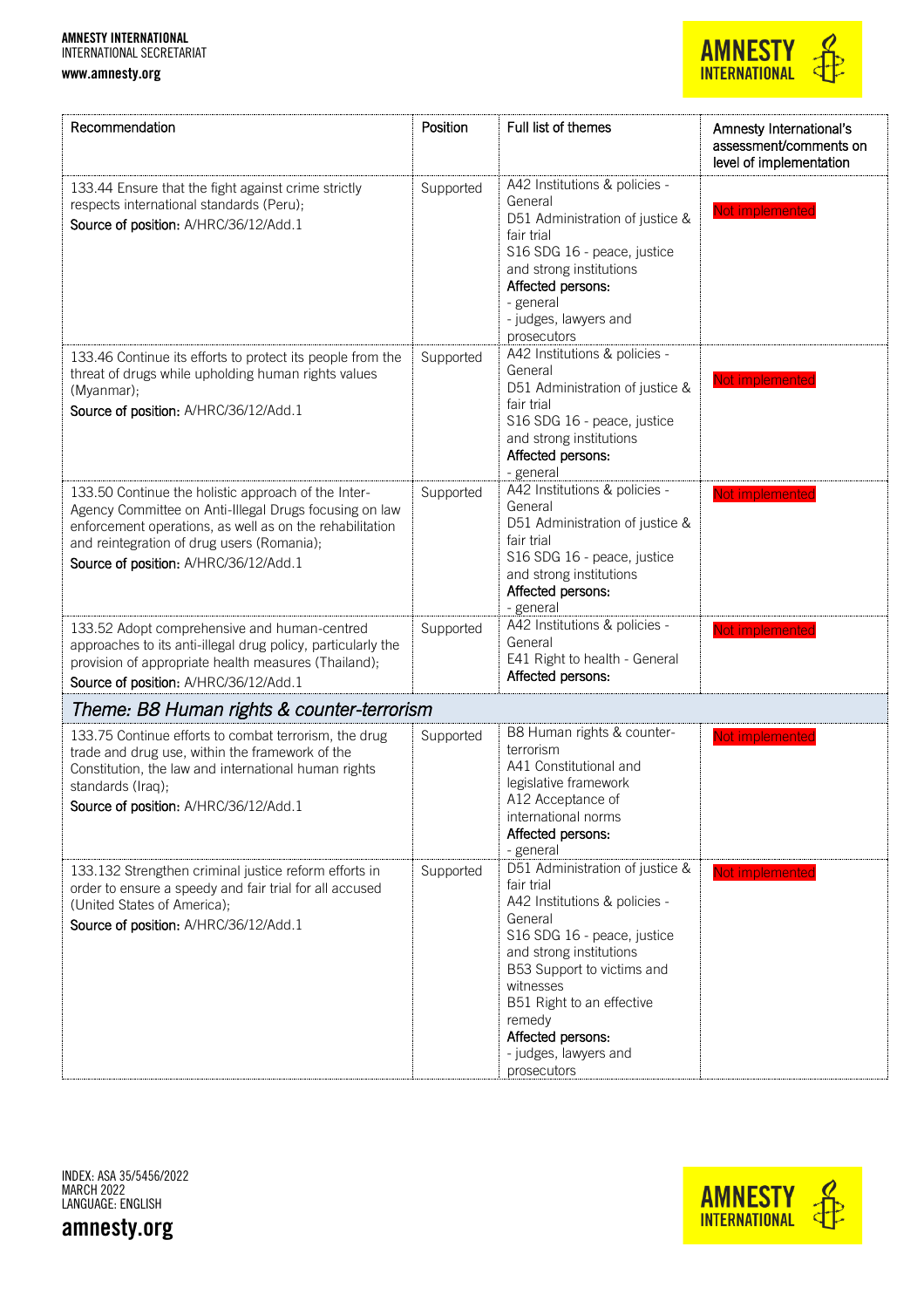| Recommendation | Position | Full list of themes | Amnesty International's assessment/comments on level of implementation |
|---|---|---|---|
| 133.44 Ensure that the fight against crime strictly respects international standards (Peru);<br>Source of position: A/HRC/36/12/Add.1 | Supported | A42 Institutions & policies - General<br>D51 Administration of justice & fair trial<br>S16 SDG 16 - peace, justice and strong institutions<br>Affected persons:<br>- general<br>- judges, lawyers and prosecutors | Not implemented |
| 133.46 Continue its efforts to protect its people from the threat of drugs while upholding human rights values (Myanmar);<br>Source of position: A/HRC/36/12/Add.1 | Supported | A42 Institutions & policies - General<br>D51 Administration of justice & fair trial<br>S16 SDG 16 - peace, justice and strong institutions<br>Affected persons:<br>- general | Not implemented |
| 133.50 Continue the holistic approach of the Inter-Agency Committee on Anti-Illegal Drugs focusing on law enforcement operations, as well as on the rehabilitation and reintegration of drug users (Romania);<br>Source of position: A/HRC/36/12/Add.1 | Supported | A42 Institutions & policies - General<br>D51 Administration of justice & fair trial<br>S16 SDG 16 - peace, justice and strong institutions<br>Affected persons:<br>- general | Not implemented |
| 133.52 Adopt comprehensive and human-centred approaches to its anti-illegal drug policy, particularly the provision of appropriate health measures (Thailand);<br>Source of position: A/HRC/36/12/Add.1 | Supported | A42 Institutions & policies - General<br>E41 Right to health - General<br>Affected persons: | Not implemented |
| *Theme: B8 Human rights & counter-terrorism* | | | |
| 133.75 Continue efforts to combat terrorism, the drug trade and drug use, within the framework of the Constitution, the law and international human rights standards (Iraq);<br>Source of position: A/HRC/36/12/Add.1 | Supported | B8 Human rights & counter-terrorism<br>A41 Constitutional and legislative framework<br>A12 Acceptance of international norms<br>Affected persons:<br>- general | Not implemented |
| 133.132 Strengthen criminal justice reform efforts in order to ensure a speedy and fair trial for all accused (United States of America);<br>Source of position: A/HRC/36/12/Add.1 | Supported | D51 Administration of justice & fair trial<br>A42 Institutions & policies - General<br>S16 SDG 16 - peace, justice and strong institutions<br>B53 Support to victims and witnesses<br>B51 Right to an effective remedy<br>Affected persons:<br>- judges, lawyers and prosecutors | Not implemented |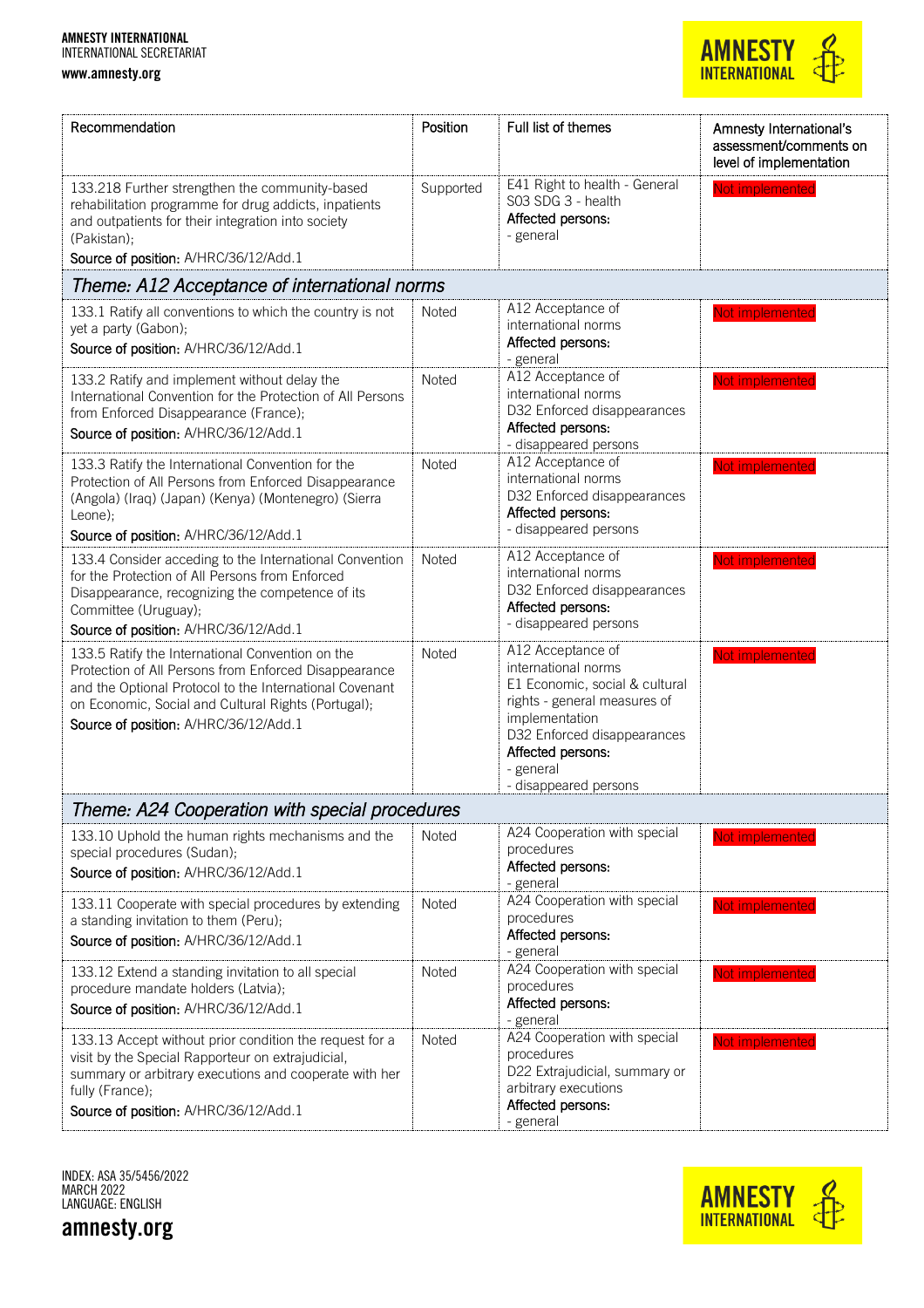| Recommendation | Position | Full list of themes | Amnesty International's assessment/comments on level of implementation |
|---|---|---|---|
| 133.218 Further strengthen the community-based rehabilitation programme for drug addicts, inpatients and outpatients for their integration into society (Pakistan);<br>**Source of position:** A/HRC/36/12/Add.1 | Supported | E41 Right to health - General<br>S03 SDG 3 - health<br>**Affected persons:**<br>- general | Not implemented |
| ***Theme: A12 Acceptance of international norms*** | | | |
| 133.1 Ratify all conventions to which the country is not yet a party (Gabon);<br>**Source of position:** A/HRC/36/12/Add.1 | Noted | A12 Acceptance of international norms<br>**Affected persons:**<br>- general | Not implemented |
| 133.2 Ratify and implement without delay the International Convention for the Protection of All Persons from Enforced Disappearance (France);<br>**Source of position:** A/HRC/36/12/Add.1 | Noted | A12 Acceptance of international norms<br>D32 Enforced disappearances<br>**Affected persons:**<br>- disappeared persons | Not implemented |
| 133.3 Ratify the International Convention for the Protection of All Persons from Enforced Disappearance (Angola) (Iraq) (Japan) (Kenya) (Montenegro) (Sierra Leone);<br>**Source of position:** A/HRC/36/12/Add.1 | Noted | A12 Acceptance of international norms<br>D32 Enforced disappearances<br>**Affected persons:**<br>- disappeared persons | Not implemented |
| 133.4 Consider acceding to the International Convention for the Protection of All Persons from Enforced Disappearance, recognizing the competence of its Committee (Uruguay);<br>**Source of position:** A/HRC/36/12/Add.1 | Noted | A12 Acceptance of international norms<br>D32 Enforced disappearances<br>**Affected persons:**<br>- disappeared persons | Not implemented |
| 133.5 Ratify the International Convention on the Protection of All Persons from Enforced Disappearance and the Optional Protocol to the International Covenant on Economic, Social and Cultural Rights (Portugal);<br>**Source of position:** A/HRC/36/12/Add.1 | Noted | A12 Acceptance of international norms<br>E1 Economic, social & cultural rights - general measures of implementation<br>D32 Enforced disappearances<br>**Affected persons:**<br>- general<br>- disappeared persons | Not implemented |
| ***Theme: A24 Cooperation with special procedures*** | | | |
| 133.10 Uphold the human rights mechanisms and the special procedures (Sudan);<br>**Source of position:** A/HRC/36/12/Add.1 | Noted | A24 Cooperation with special procedures<br>**Affected persons:**<br>- general | Not implemented |
| 133.11 Cooperate with special procedures by extending a standing invitation to them (Peru);<br>**Source of position:** A/HRC/36/12/Add.1 | Noted | A24 Cooperation with special procedures<br>**Affected persons:**<br>- general | Not implemented |
| 133.12 Extend a standing invitation to all special procedure mandate holders (Latvia);<br>**Source of position:** A/HRC/36/12/Add.1 | Noted | A24 Cooperation with special procedures<br>**Affected persons:**<br>- general | Not implemented |
| 133.13 Accept without prior condition the request for a visit by the Special Rapporteur on extrajudicial, summary or arbitrary executions and cooperate with her fully (France);<br>**Source of position:** A/HRC/36/12/Add.1 | Noted | A24 Cooperation with special procedures<br>D22 Extrajudicial, summary or arbitrary executions<br>**Affected persons:**<br>- general | Not implemented |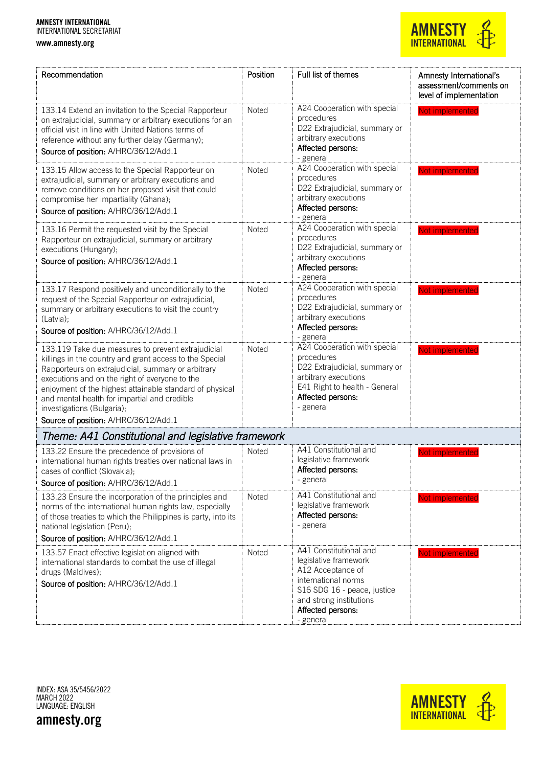| Recommendation | Position | Full list of themes | Amnesty International's assessment/comments on level of implementation |
|---|---|---|---|
| 133.14 Extend an invitation to the Special Rapporteur on extrajudicial, summary or arbitrary executions for an official visit in line with United Nations terms of reference without any further delay (Germany);<br>**Source of position:** A/HRC/36/12/Add.1 | Noted | A24 Cooperation with special procedures<br>D22 Extrajudicial, summary or arbitrary executions<br>**Affected persons:**<br>- general | Not implemented |
| 133.15 Allow access to the Special Rapporteur on extrajudicial, summary or arbitrary executions and remove conditions on her proposed visit that could compromise her impartiality (Ghana);<br>**Source of position:** A/HRC/36/12/Add.1 | Noted | A24 Cooperation with special procedures<br>D22 Extrajudicial, summary or arbitrary executions<br>**Affected persons:**<br>- general | Not implemented |
| 133.16 Permit the requested visit by the Special Rapporteur on extrajudicial, summary or arbitrary executions (Hungary);<br>**Source of position:** A/HRC/36/12/Add.1 | Noted | A24 Cooperation with special procedures<br>D22 Extrajudicial, summary or arbitrary executions<br>**Affected persons:**<br>- general | Not implemented |
| 133.17 Respond positively and unconditionally to the request of the Special Rapporteur on extrajudicial, summary or arbitrary executions to visit the country (Latvia);<br>**Source of position:** A/HRC/36/12/Add.1 | Noted | A24 Cooperation with special procedures<br>D22 Extrajudicial, summary or arbitrary executions<br>**Affected persons:**<br>- general | Not implemented |
| 133.119 Take due measures to prevent extrajudicial killings in the country and grant access to the Special Rapporteurs on extrajudicial, summary or arbitrary executions and on the right of everyone to the enjoyment of the highest attainable standard of physical and mental health for impartial and credible investigations (Bulgaria);<br>**Source of position:** A/HRC/36/12/Add.1 | Noted | A24 Cooperation with special procedures<br>D22 Extrajudicial, summary or arbitrary executions<br>E41 Right to health - General<br>**Affected persons:**<br>- general | Not implemented |
| *Theme: A41 Constitutional and legislative framework* | | | |
| 133.22 Ensure the precedence of provisions of international human rights treaties over national laws in cases of conflict (Slovakia);<br>**Source of position:** A/HRC/36/12/Add.1 | Noted | A41 Constitutional and legislative framework<br>**Affected persons:**<br>- general | Not implemented |
| 133.23 Ensure the incorporation of the principles and norms of the international human rights law, especially of those treaties to which the Philippines is party, into its national legislation (Peru);<br>**Source of position:** A/HRC/36/12/Add.1 | Noted | A41 Constitutional and legislative framework<br>**Affected persons:**<br>- general | Not implemented |
| 133.57 Enact effective legislation aligned with international standards to combat the use of illegal drugs (Maldives);<br>**Source of position:** A/HRC/36/12/Add.1 | Noted | A41 Constitutional and legislative framework<br>A12 Acceptance of international norms<br>S16 SDG 16 - peace, justice and strong institutions<br>**Affected persons:**<br>- general | Not implemented |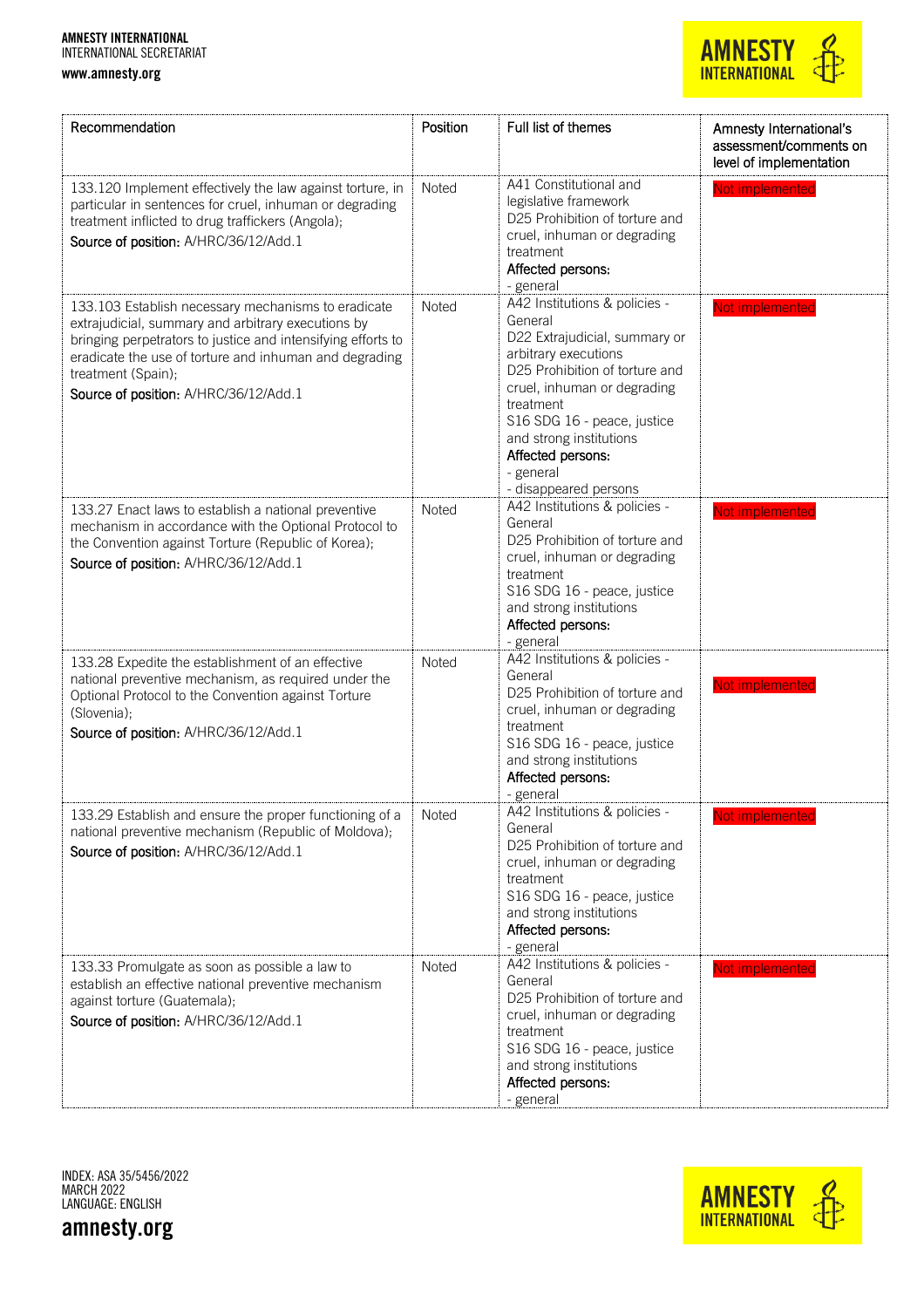| Recommendation | Position | Full list of themes | Amnesty International's assessment/comments on level of implementation |
|---|---|---|---|
| 133.120 Implement effectively the law against torture, in particular in sentences for cruel, inhuman or degrading treatment inflicted to drug traffickers (Angola);<br>**Source of position:** A/HRC/36/12/Add.1 | Noted | A41 Constitutional and legislative framework<br>D25 Prohibition of torture and cruel, inhuman or degrading treatment<br>**Affected persons:**<br>- general | Not implemented |
| 133.103 Establish necessary mechanisms to eradicate extrajudicial, summary and arbitrary executions by bringing perpetrators to justice and intensifying efforts to eradicate the use of torture and inhuman and degrading treatment (Spain);<br>**Source of position:** A/HRC/36/12/Add.1 | Noted | A42 Institutions & policies - General<br>D22 Extrajudicial, summary or arbitrary executions<br>D25 Prohibition of torture and cruel, inhuman or degrading treatment<br>S16 SDG 16 - peace, justice and strong institutions<br>**Affected persons:**<br>- general<br>- disappeared persons | Not implemented |
| 133.27 Enact laws to establish a national preventive mechanism in accordance with the Optional Protocol to the Convention against Torture (Republic of Korea);<br>**Source of position:** A/HRC/36/12/Add.1 | Noted | A42 Institutions & policies - General<br>D25 Prohibition of torture and cruel, inhuman or degrading treatment<br>S16 SDG 16 - peace, justice and strong institutions<br>**Affected persons:**<br>- general | Not implemented |
| 133.28 Expedite the establishment of an effective national preventive mechanism, as required under the Optional Protocol to the Convention against Torture (Slovenia);<br>**Source of position:** A/HRC/36/12/Add.1 | Noted | A42 Institutions & policies - General<br>D25 Prohibition of torture and cruel, inhuman or degrading treatment<br>S16 SDG 16 - peace, justice and strong institutions<br>**Affected persons:**<br>- general | Not implemented |
| 133.29 Establish and ensure the proper functioning of a national preventive mechanism (Republic of Moldova);<br>**Source of position:** A/HRC/36/12/Add.1 | Noted | A42 Institutions & policies - General<br>D25 Prohibition of torture and cruel, inhuman or degrading treatment<br>S16 SDG 16 - peace, justice and strong institutions<br>**Affected persons:**<br>- general | Not implemented |
| 133.33 Promulgate as soon as possible a law to establish an effective national preventive mechanism against torture (Guatemala);<br>**Source of position:** A/HRC/36/12/Add.1 | Noted | A42 Institutions & policies - General<br>D25 Prohibition of torture and cruel, inhuman or degrading treatment<br>S16 SDG 16 - peace, justice and strong institutions<br>**Affected persons:**<br>- general | Not implemented |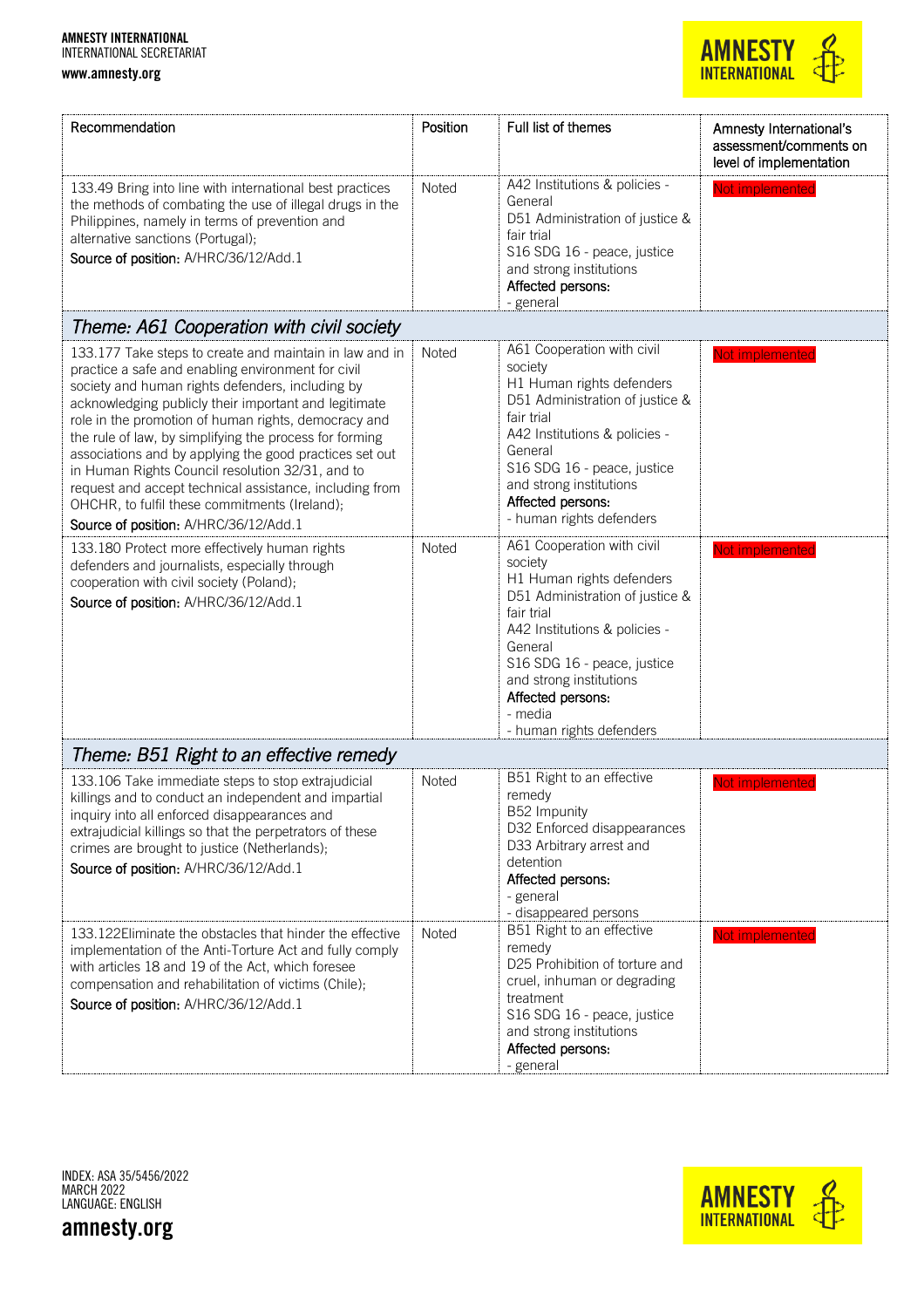| Recommendation | Position | Full list of themes | Amnesty International's assessment/comments on level of implementation |
|---|---|---|---|
| 133.49 Bring into line with international best practices the methods of combating the use of illegal drugs in the Philippines, namely in terms of prevention and alternative sanctions (Portugal);<br>Source of position: A/HRC/36/12/Add.1 | Noted | A42 Institutions & policies - General<br>D51 Administration of justice & fair trial<br>S16 SDG 16 - peace, justice and strong institutions<br>Affected persons:<br>- general | Not implemented |
| *Theme: A61 Cooperation with civil society* | | | |
| 133.177 Take steps to create and maintain in law and in practice a safe and enabling environment for civil society and human rights defenders, including by acknowledging publicly their important and legitimate role in the promotion of human rights, democracy and the rule of law, by simplifying the process for forming associations and by applying the good practices set out in Human Rights Council resolution 32/31, and to request and accept technical assistance, including from OHCHR, to fulfil these commitments (Ireland);<br>Source of position: A/HRC/36/12/Add.1 | Noted | A61 Cooperation with civil society<br>H1 Human rights defenders<br>D51 Administration of justice & fair trial<br>A42 Institutions & policies - General<br>S16 SDG 16 - peace, justice and strong institutions<br>Affected persons:<br>- human rights defenders | Not implemented |
| 133.180 Protect more effectively human rights defenders and journalists, especially through cooperation with civil society (Poland);<br>Source of position: A/HRC/36/12/Add.1 | Noted | A61 Cooperation with civil society<br>H1 Human rights defenders<br>D51 Administration of justice & fair trial<br>A42 Institutions & policies - General<br>S16 SDG 16 - peace, justice and strong institutions<br>Affected persons:<br>- media<br>- human rights defenders | Not implemented |
| *Theme: B51 Right to an effective remedy* | | | |
| 133.106 Take immediate steps to stop extrajudicial killings and to conduct an independent and impartial inquiry into all enforced disappearances and extrajudicial killings so that the perpetrators of these crimes are brought to justice (Netherlands);<br>Source of position: A/HRC/36/12/Add.1 | Noted | B51 Right to an effective remedy<br>B52 Impunity<br>D32 Enforced disappearances<br>D33 Arbitrary arrest and detention<br>Affected persons:<br>- general<br>- disappeared persons | Not implemented |
| 133.122Eliminate the obstacles that hinder the effective implementation of the Anti-Torture Act and fully comply with articles 18 and 19 of the Act, which foresee compensation and rehabilitation of victims (Chile);<br>Source of position: A/HRC/36/12/Add.1 | Noted | B51 Right to an effective remedy<br>D25 Prohibition of torture and cruel, inhuman or degrading treatment<br>S16 SDG 16 - peace, justice and strong institutions<br>Affected persons:<br>- general | Not implemented |

INDEX: ASA 35/5456/2022
MARCH 2022
LANGUAGE: ENGLISH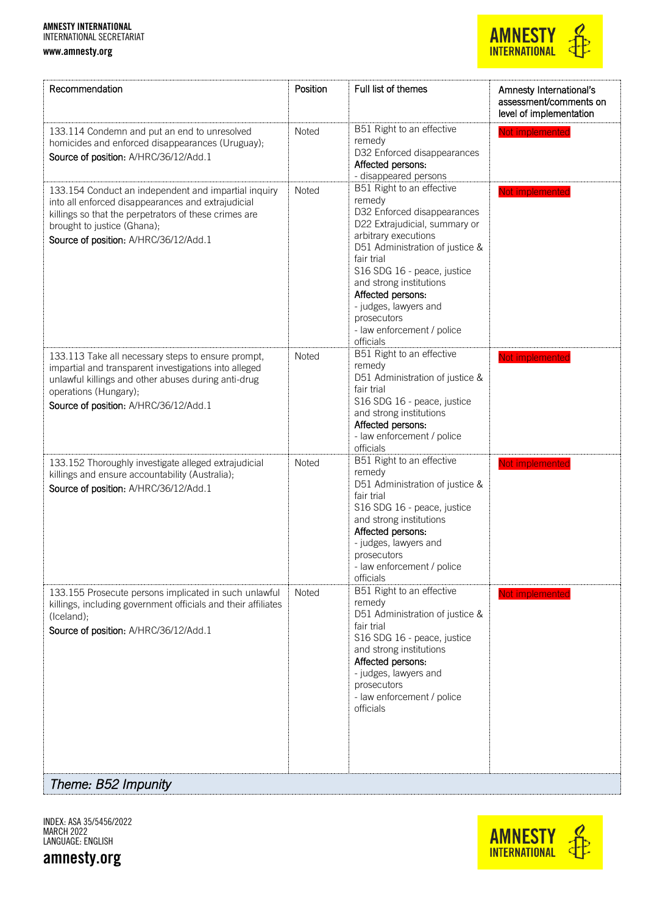| Recommendation | Position | Full list of themes | Amnesty International's assessment/comments on level of implementation |
|---|---|---|---|
| 133.114 Condemn and put an end to unresolved homicides and enforced disappearances (Uruguay);<br>**Source of position:** A/HRC/36/12/Add.1 | Noted | B51 Right to an effective remedy<br>D32 Enforced disappearances<br>**Affected persons:**<br>- disappeared persons | Not implemented |
| 133.154 Conduct an independent and impartial inquiry into all enforced disappearances and extrajudicial killings so that the perpetrators of these crimes are brought to justice (Ghana);<br>**Source of position:** A/HRC/36/12/Add.1 | Noted | B51 Right to an effective remedy<br>D32 Enforced disappearances<br>D22 Extrajudicial, summary or arbitrary executions<br>D51 Administration of justice & fair trial<br>S16 SDG 16 - peace, justice and strong institutions<br>**Affected persons:**<br>- judges, lawyers and prosecutors<br>- law enforcement / police officials | Not implemented |
| 133.113 Take all necessary steps to ensure prompt, impartial and transparent investigations into alleged unlawful killings and other abuses during anti-drug operations (Hungary);<br>**Source of position:** A/HRC/36/12/Add.1 | Noted | B51 Right to an effective remedy<br>D51 Administration of justice & fair trial<br>S16 SDG 16 - peace, justice and strong institutions<br>**Affected persons:**<br>- law enforcement / police officials | Not implemented |
| 133.152 Thoroughly investigate alleged extrajudicial killings and ensure accountability (Australia);<br>**Source of position:** A/HRC/36/12/Add.1 | Noted | B51 Right to an effective remedy<br>D51 Administration of justice & fair trial<br>S16 SDG 16 - peace, justice and strong institutions<br>**Affected persons:**<br>- judges, lawyers and prosecutors<br>- law enforcement / police officials | Not implemented |
| 133.155 Prosecute persons implicated in such unlawful killings, including government officials and their affiliates (Iceland);<br>**Source of position:** A/HRC/36/12/Add.1 | Noted | B51 Right to an effective remedy<br>D51 Administration of justice & fair trial<br>S16 SDG 16 - peace, justice and strong institutions<br>**Affected persons:**<br>- judges, lawyers and prosecutors<br>- law enforcement / police officials | Not implemented |

*Theme: B52 Impunity*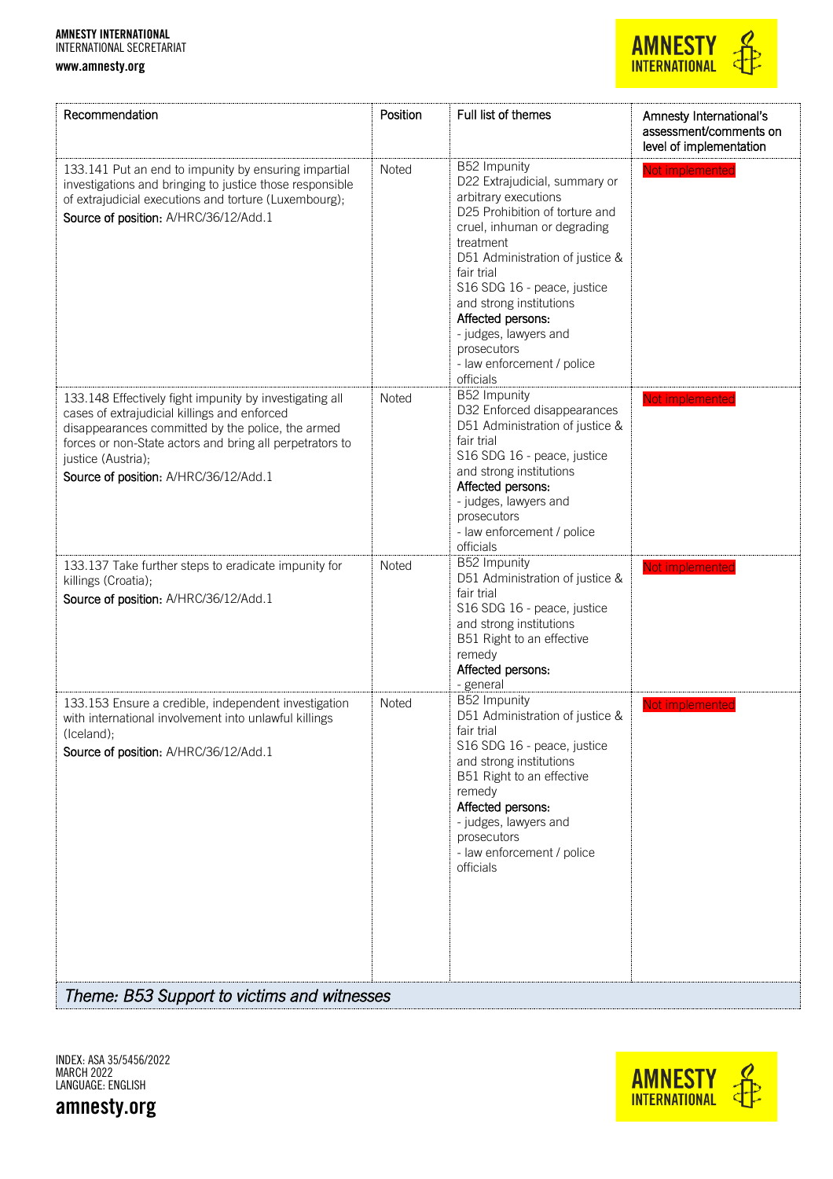| Recommendation | Position | Full list of themes | Amnesty International's assessment/comments on level of implementation |
|---|---|---|---|
| 133.141 Put an end to impunity by ensuring impartial investigations and bringing to justice those responsible of extrajudicial executions and torture (Luxembourg); **Source of position:** A/HRC/36/12/Add.1 | Noted | B52 Impunity<br>D22 Extrajudicial, summary or arbitrary executions<br>D25 Prohibition of torture and cruel, inhuman or degrading treatment<br>D51 Administration of justice & fair trial<br>S16 SDG 16 - peace, justice and strong institutions<br>**Affected persons:**<br>- judges, lawyers and prosecutors<br>- law enforcement / police officials | Not implemented |
| 133.148 Effectively fight impunity by investigating all cases of extrajudicial killings and enforced disappearances committed by the police, the armed forces or non-State actors and bring all perpetrators to justice (Austria); **Source of position:** A/HRC/36/12/Add.1 | Noted | B52 Impunity<br>D32 Enforced disappearances<br>D51 Administration of justice & fair trial<br>S16 SDG 16 - peace, justice and strong institutions<br>**Affected persons:**<br>- judges, lawyers and prosecutors<br>- law enforcement / police officials | Not implemented |
| 133.137 Take further steps to eradicate impunity for killings (Croatia); **Source of position:** A/HRC/36/12/Add.1 | Noted | B52 Impunity<br>D51 Administration of justice & fair trial<br>S16 SDG 16 - peace, justice and strong institutions<br>B51 Right to an effective remedy<br>**Affected persons:**<br>- general | Not implemented |
| 133.153 Ensure a credible, independent investigation with international involvement into unlawful killings (Iceland); **Source of position:** A/HRC/36/12/Add.1 | Noted | B52 Impunity<br>D51 Administration of justice & fair trial<br>S16 SDG 16 - peace, justice and strong institutions<br>B51 Right to an effective remedy<br>**Affected persons:**<br>- judges, lawyers and prosecutors<br>- law enforcement / police officials | Not implemented |

*Theme: B53 Support to victims and witnesses*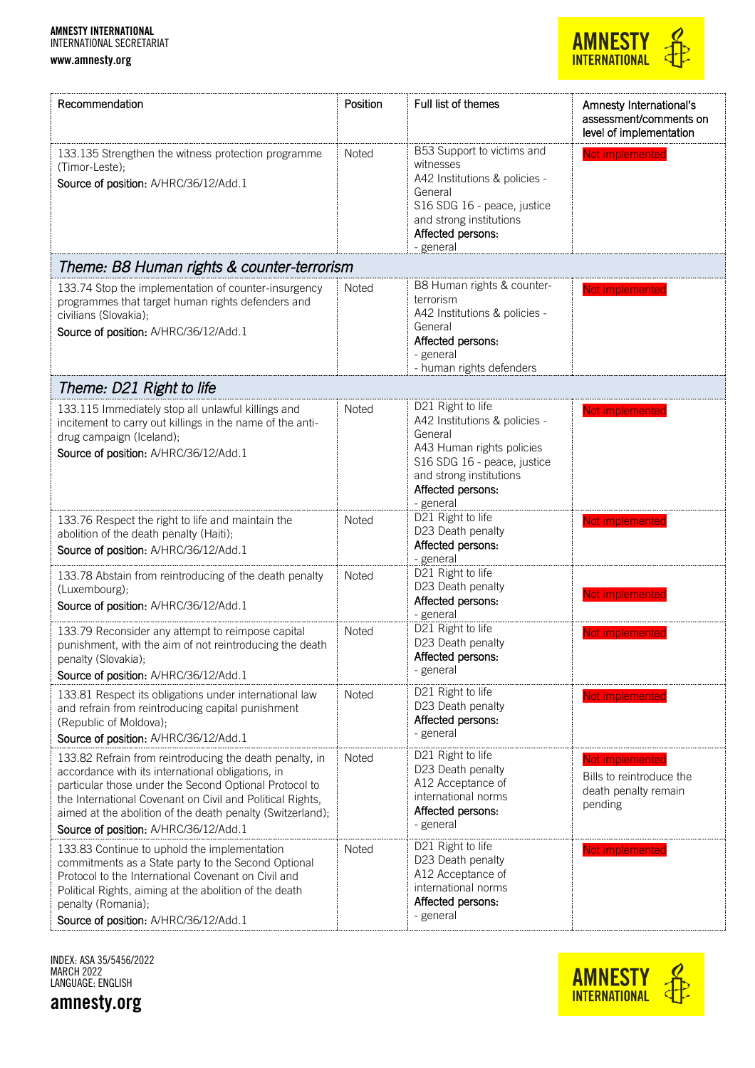| Recommendation | Position | Full list of themes | Amnesty International's assessment/comments on level of implementation |
|---|---|---|---|
| 133.135 Strengthen the witness protection programme (Timor-Leste);<br>**Source of position:** A/HRC/36/12/Add.1 | Noted | B53 Support to victims and witnesses<br>A42 Institutions & policies - General<br>S16 SDG 16 - peace, justice and strong institutions<br>**Affected persons:**<br>- general | Not implemented |
| ***Theme: B8 Human rights & counter-terrorism*** | | | |
| 133.74 Stop the implementation of counter-insurgency programmes that target human rights defenders and civilians (Slovakia);<br>**Source of position:** A/HRC/36/12/Add.1 | Noted | B8 Human rights & counter-terrorism<br>A42 Institutions & policies - General<br>**Affected persons:**<br>- general<br>- human rights defenders | Not implemented |
| ***Theme: D21 Right to life*** | | | |
| 133.115 Immediately stop all unlawful killings and incitement to carry out killings in the name of the anti-drug campaign (Iceland);<br>**Source of position:** A/HRC/36/12/Add.1 | Noted | D21 Right to life<br>A42 Institutions & policies - General<br>A43 Human rights policies<br>S16 SDG 16 - peace, justice and strong institutions<br>**Affected persons:**<br>- general | Not implemented |
| 133.76 Respect the right to life and maintain the abolition of the death penalty (Haiti);<br>**Source of position:** A/HRC/36/12/Add.1 | Noted | D21 Right to life<br>D23 Death penalty<br>**Affected persons:**<br>- general | Not implemented |
| 133.78 Abstain from reintroducing of the death penalty (Luxembourg);<br>**Source of position:** A/HRC/36/12/Add.1 | Noted | D21 Right to life<br>D23 Death penalty<br>**Affected persons:**<br>- general | Not implemented |
| 133.79 Reconsider any attempt to reimpose capital punishment, with the aim of not reintroducing the death penalty (Slovakia);<br>**Source of position:** A/HRC/36/12/Add.1 | Noted | D21 Right to life<br>D23 Death penalty<br>**Affected persons:**<br>- general | Not implemented |
| 133.81 Respect its obligations under international law and refrain from reintroducing capital punishment (Republic of Moldova);<br>**Source of position:** A/HRC/36/12/Add.1 | Noted | D21 Right to life<br>D23 Death penalty<br>**Affected persons:**<br>- general | Not implemented |
| 133.82 Refrain from reintroducing the death penalty, in accordance with its international obligations, in particular those under the Second Optional Protocol to the International Covenant on Civil and Political Rights, aimed at the abolition of the death penalty (Switzerland);<br>**Source of position:** A/HRC/36/12/Add.1 | Noted | D21 Right to life<br>D23 Death penalty<br>A12 Acceptance of international norms<br>**Affected persons:**<br>- general | Not implemented<br>Bills to reintroduce the death penalty remain pending |
| 133.83 Continue to uphold the implementation commitments as a State party to the Second Optional Protocol to the International Covenant on Civil and Political Rights, aiming at the abolition of the death penalty (Romania);<br>**Source of position:** A/HRC/36/12/Add.1 | Noted | D21 Right to life<br>D23 Death penalty<br>A12 Acceptance of international norms<br>**Affected persons:**<br>- general | Not implemented |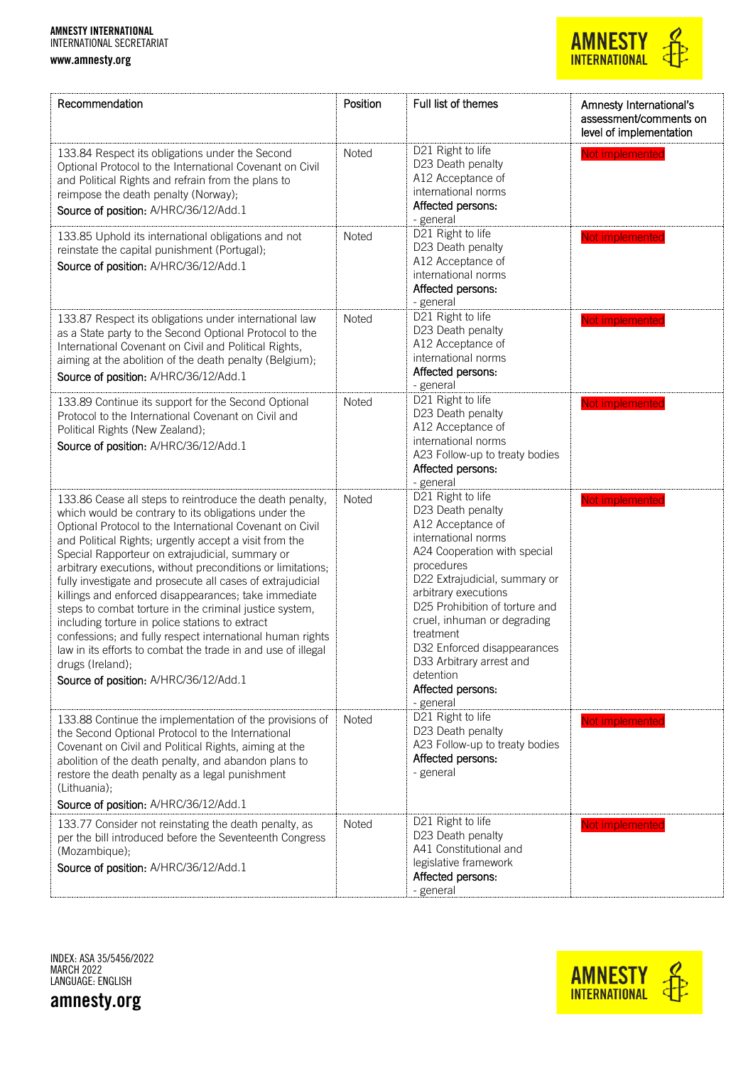| Recommendation | Position | Full list of themes | Amnesty International's assessment/comments on level of implementation |
|---|---|---|---|
| 133.84 Respect its obligations under the Second Optional Protocol to the International Covenant on Civil and Political Rights and refrain from the plans to reimpose the death penalty (Norway);<br>**Source of position:** A/HRC/36/12/Add.1 | Noted | D21 Right to life<br>D23 Death penalty<br>A12 Acceptance of international norms<br>**Affected persons:**<br>- general | Not implemented |
| 133.85 Uphold its international obligations and not reinstate the capital punishment (Portugal);<br>**Source of position:** A/HRC/36/12/Add.1 | Noted | D21 Right to life<br>D23 Death penalty<br>A12 Acceptance of international norms<br>**Affected persons:**<br>- general | Not implemented |
| 133.87 Respect its obligations under international law as a State party to the Second Optional Protocol to the International Covenant on Civil and Political Rights, aiming at the abolition of the death penalty (Belgium);<br>**Source of position:** A/HRC/36/12/Add.1 | Noted | D21 Right to life<br>D23 Death penalty<br>A12 Acceptance of international norms<br>**Affected persons:**<br>- general | Not implemented |
| 133.89 Continue its support for the Second Optional Protocol to the International Covenant on Civil and Political Rights (New Zealand);<br>**Source of position:** A/HRC/36/12/Add.1 | Noted | D21 Right to life<br>D23 Death penalty<br>A12 Acceptance of international norms<br>A23 Follow-up to treaty bodies<br>**Affected persons:**<br>- general | Not implemented |
| 133.86 Cease all steps to reintroduce the death penalty, which would be contrary to its obligations under the Optional Protocol to the International Covenant on Civil and Political Rights; urgently accept a visit from the Special Rapporteur on extrajudicial, summary or arbitrary executions, without preconditions or limitations; fully investigate and prosecute all cases of extrajudicial killings and enforced disappearances; take immediate steps to combat torture in the criminal justice system, including torture in police stations to extract confessions; and fully respect international human rights law in its efforts to combat the trade in and use of illegal drugs (Ireland);<br>**Source of position:** A/HRC/36/12/Add.1 | Noted | D21 Right to life<br>D23 Death penalty<br>A12 Acceptance of international norms<br>A24 Cooperation with special procedures<br>D22 Extrajudicial, summary or arbitrary executions<br>D25 Prohibition of torture and cruel, inhuman or degrading treatment<br>D32 Enforced disappearances<br>D33 Arbitrary arrest and detention<br>**Affected persons:**<br>- general | Not implemented |
| 133.88 Continue the implementation of the provisions of the Second Optional Protocol to the International Covenant on Civil and Political Rights, aiming at the abolition of the death penalty, and abandon plans to restore the death penalty as a legal punishment (Lithuania);<br>**Source of position:** A/HRC/36/12/Add.1 | Noted | D21 Right to life<br>D23 Death penalty<br>A23 Follow-up to treaty bodies<br>**Affected persons:**<br>- general | Not implemented |
| 133.77 Consider not reinstating the death penalty, as per the bill introduced before the Seventeenth Congress (Mozambique);<br>**Source of position:** A/HRC/36/12/Add.1 | Noted | D21 Right to life<br>D23 Death penalty<br>A41 Constitutional and legislative framework<br>**Affected persons:**<br>- general | Not implemented |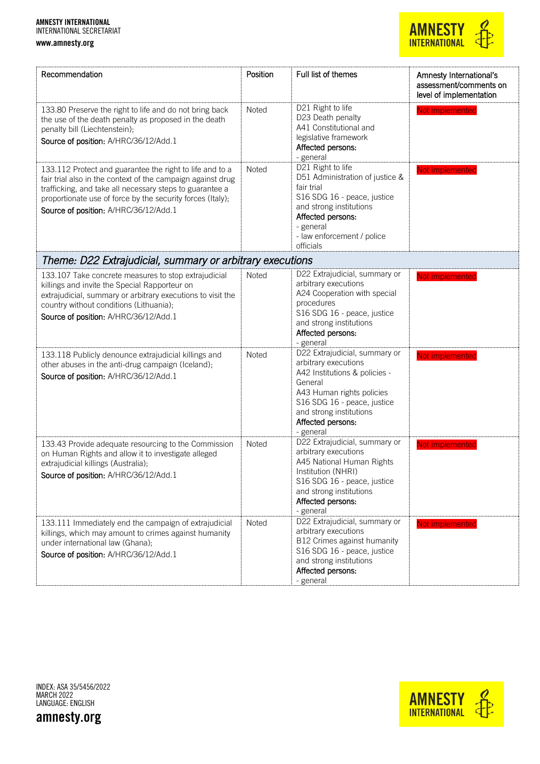| Recommendation | Position | Full list of themes | Amnesty International's assessment/comments on level of implementation |
|---|---|---|---|
| 133.80 Preserve the right to life and do not bring back the use of the death penalty as proposed in the death penalty bill (Liechtenstein);<br>**Source of position:** A/HRC/36/12/Add.1 | Noted | D21 Right to life<br>D23 Death penalty<br>A41 Constitutional and legislative framework<br>**Affected persons:**<br>- general | Not implemented |
| 133.112 Protect and guarantee the right to life and to a fair trial also in the context of the campaign against drug trafficking, and take all necessary steps to guarantee a proportionate use of force by the security forces (Italy);<br>**Source of position:** A/HRC/36/12/Add.1 | Noted | D21 Right to life<br>D51 Administration of justice & fair trial<br>S16 SDG 16 - peace, justice and strong institutions<br>**Affected persons:**<br>- general<br>- law enforcement / police officials | Not implemented |
| *Theme: D22 Extrajudicial, summary or arbitrary executions* | | | |
| 133.107 Take concrete measures to stop extrajudicial killings and invite the Special Rapporteur on extrajudicial, summary or arbitrary executions to visit the country without conditions (Lithuania);<br>**Source of position:** A/HRC/36/12/Add.1 | Noted | D22 Extrajudicial, summary or arbitrary executions<br>A24 Cooperation with special procedures<br>S16 SDG 16 - peace, justice and strong institutions<br>**Affected persons:**<br>- general | Not implemented |
| 133.118 Publicly denounce extrajudicial killings and other abuses in the anti-drug campaign (Iceland);<br>**Source of position:** A/HRC/36/12/Add.1 | Noted | D22 Extrajudicial, summary or arbitrary executions<br>A42 Institutions & policies - General<br>A43 Human rights policies<br>S16 SDG 16 - peace, justice and strong institutions<br>**Affected persons:**<br>- general | Not implemented |
| 133.43 Provide adequate resourcing to the Commission on Human Rights and allow it to investigate alleged extrajudicial killings (Australia);<br>**Source of position:** A/HRC/36/12/Add.1 | Noted | D22 Extrajudicial, summary or arbitrary executions<br>A45 National Human Rights Institution (NHRI)<br>S16 SDG 16 - peace, justice and strong institutions<br>**Affected persons:**<br>- general | Not implemented |
| 133.111 Immediately end the campaign of extrajudicial killings, which may amount to crimes against humanity under international law (Ghana);<br>**Source of position:** A/HRC/36/12/Add.1 | Noted | D22 Extrajudicial, summary or arbitrary executions<br>B12 Crimes against humanity<br>S16 SDG 16 - peace, justice and strong institutions<br>**Affected persons:**<br>- general | Not implemented |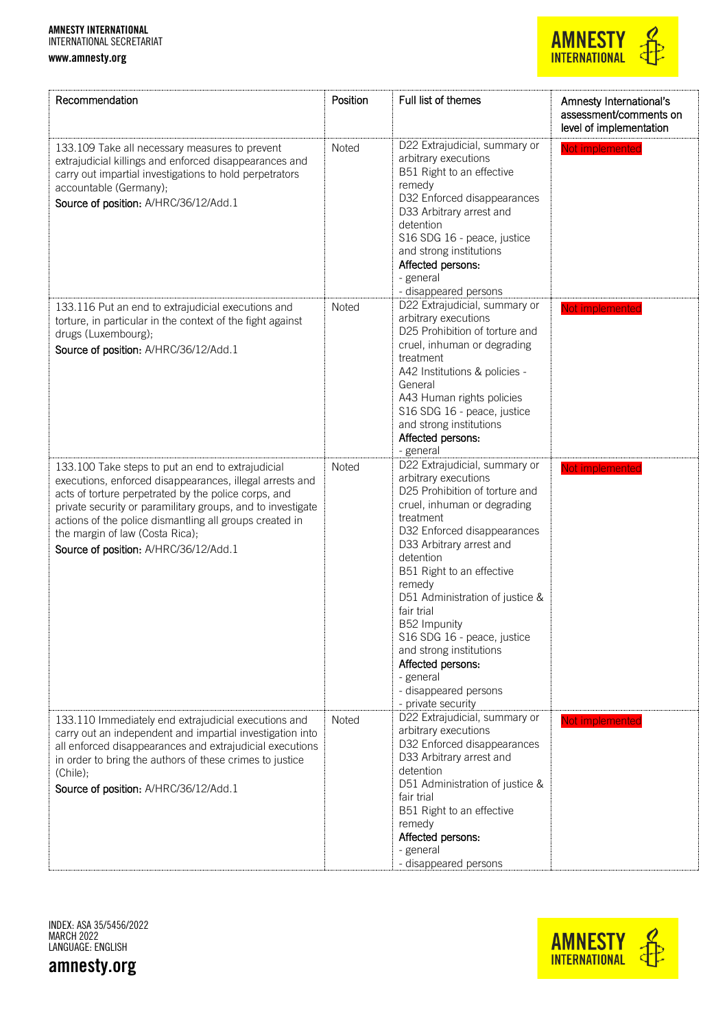| Recommendation | Position | Full list of themes | Amnesty International's assessment/comments on level of implementation |
| --- | --- | --- | --- |
| 133.109 Take all necessary measures to prevent extrajudicial killings and enforced disappearances and carry out impartial investigations to hold perpetrators accountable (Germany);<br>Source of position: A/HRC/36/12/Add.1 | Noted | D22 Extrajudicial, summary or arbitrary executions<br>B51 Right to an effective remedy<br>D32 Enforced disappearances<br>D33 Arbitrary arrest and detention<br>S16 SDG 16 - peace, justice and strong institutions<br>Affected persons:<br>- general<br>- disappeared persons | Not implemented |
| 133.116 Put an end to extrajudicial executions and torture, in particular in the context of the fight against drugs (Luxembourg);<br>Source of position: A/HRC/36/12/Add.1 | Noted | D22 Extrajudicial, summary or arbitrary executions<br>D25 Prohibition of torture and cruel, inhuman or degrading treatment<br>A42 Institutions & policies - General<br>A43 Human rights policies<br>S16 SDG 16 - peace, justice and strong institutions<br>Affected persons:<br>- general | Not implemented |
| 133.100 Take steps to put an end to extrajudicial executions, enforced disappearances, illegal arrests and acts of torture perpetrated by the police corps, and private security or paramilitary groups, and to investigate actions of the police dismantling all groups created in the margin of law (Costa Rica);<br>Source of position: A/HRC/36/12/Add.1 | Noted | D22 Extrajudicial, summary or arbitrary executions<br>D25 Prohibition of torture and cruel, inhuman or degrading treatment<br>D32 Enforced disappearances<br>D33 Arbitrary arrest and detention<br>B51 Right to an effective remedy<br>D51 Administration of justice & fair trial<br>B52 Impunity<br>S16 SDG 16 - peace, justice and strong institutions<br>Affected persons:<br>- general<br>- disappeared persons<br>- private security | Not implemented |
| 133.110 Immediately end extrajudicial executions and carry out an independent and impartial investigation into all enforced disappearances and extrajudicial executions in order to bring the authors of these crimes to justice (Chile);<br>Source of position: A/HRC/36/12/Add.1 | Noted | D22 Extrajudicial, summary or arbitrary executions<br>D32 Enforced disappearances<br>D33 Arbitrary arrest and detention<br>D51 Administration of justice & fair trial<br>B51 Right to an effective remedy<br>Affected persons:<br>- general<br>- disappeared persons | Not implemented |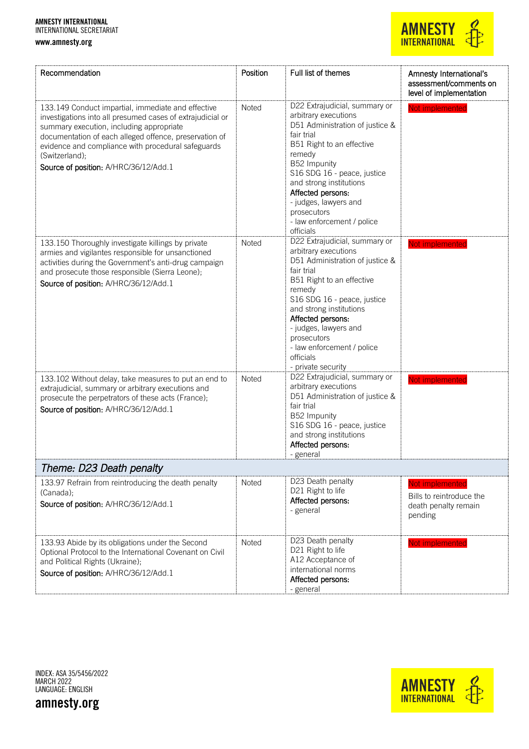| Recommendation | Position | Full list of themes | Amnesty International's assessment/comments on level of implementation |
|---|---|---|---|
| 133.149 Conduct impartial, immediate and effective investigations into all presumed cases of extrajudicial or summary execution, including appropriate documentation of each alleged offence, preservation of evidence and compliance with procedural safeguards (Switzerland);<br>Source of position: A/HRC/36/12/Add.1 | Noted | D22 Extrajudicial, summary or arbitrary executions<br>D51 Administration of justice & fair trial<br>B51 Right to an effective remedy<br>B52 Impunity<br>S16 SDG 16 - peace, justice and strong institutions<br>Affected persons:<br>- judges, lawyers and prosecutors<br>- law enforcement / police officials | Not implemented |
| 133.150 Thoroughly investigate killings by private armies and vigilantes responsible for unsanctioned activities during the Government's anti-drug campaign and prosecute those responsible (Sierra Leone);<br>Source of position: A/HRC/36/12/Add.1 | Noted | D22 Extrajudicial, summary or arbitrary executions<br>D51 Administration of justice & fair trial<br>B51 Right to an effective remedy<br>S16 SDG 16 - peace, justice and strong institutions<br>Affected persons:<br>- judges, lawyers and prosecutors<br>- law enforcement / police officials<br>- private security | Not implemented |
| 133.102 Without delay, take measures to put an end to extrajudicial, summary or arbitrary executions and prosecute the perpetrators of these acts (France);<br>Source of position: A/HRC/36/12/Add.1 | Noted | D22 Extrajudicial, summary or arbitrary executions<br>D51 Administration of justice & fair trial<br>B52 Impunity<br>S16 SDG 16 - peace, justice and strong institutions<br>Affected persons:<br>- general | Not implemented |
| *Theme: D23 Death penalty* | | | |
| 133.97 Refrain from reintroducing the death penalty (Canada);<br>Source of position: A/HRC/36/12/Add.1 | Noted | D23 Death penalty<br>D21 Right to life<br>Affected persons:<br>- general | Not implemented<br>Bills to reintroduce the death penalty remain pending |
| 133.93 Abide by its obligations under the Second Optional Protocol to the International Covenant on Civil and Political Rights (Ukraine);<br>Source of position: A/HRC/36/12/Add.1 | Noted | D23 Death penalty<br>D21 Right to life<br>A12 Acceptance of international norms<br>Affected persons:<br>- general | Not implemented |

INDEX: ASA 35/5456/2022
MARCH 2022
LANGUAGE: ENGLISH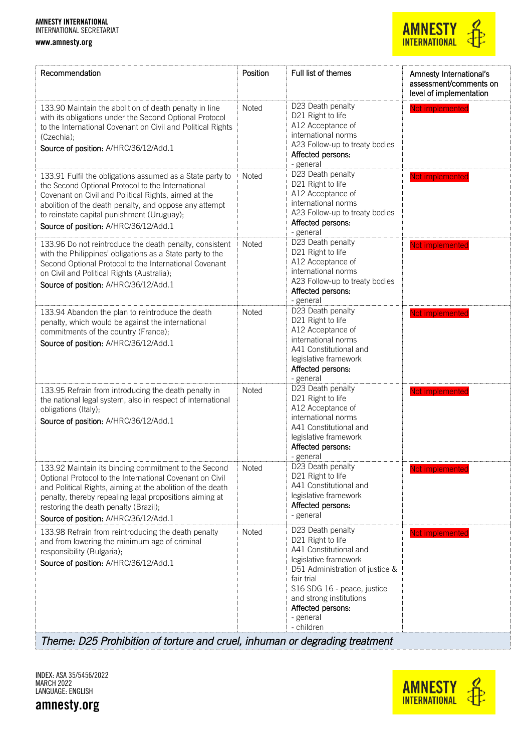| Recommendation | Position | Full list of themes | Amnesty International's assessment/comments on level of implementation |
|---|---|---|---|
| 133.90 Maintain the abolition of death penalty in line with its obligations under the Second Optional Protocol to the International Covenant on Civil and Political Rights (Czechia);<br>**Source of position:** A/HRC/36/12/Add.1 | Noted | D23 Death penalty<br>D21 Right to life<br>A12 Acceptance of international norms<br>A23 Follow-up to treaty bodies<br>**Affected persons:**<br>- general | Not implemented |
| 133.91 Fulfil the obligations assumed as a State party to the Second Optional Protocol to the International Covenant on Civil and Political Rights, aimed at the abolition of the death penalty, and oppose any attempt to reinstate capital punishment (Uruguay);<br>**Source of position:** A/HRC/36/12/Add.1 | Noted | D23 Death penalty<br>D21 Right to life<br>A12 Acceptance of international norms<br>A23 Follow-up to treaty bodies<br>**Affected persons:**<br>- general | Not implemented |
| 133.96 Do not reintroduce the death penalty, consistent with the Philippines' obligations as a State party to the Second Optional Protocol to the International Covenant on Civil and Political Rights (Australia);<br>**Source of position:** A/HRC/36/12/Add.1 | Noted | D23 Death penalty<br>D21 Right to life<br>A12 Acceptance of international norms<br>A23 Follow-up to treaty bodies<br>**Affected persons:**<br>- general | Not implemented |
| 133.94 Abandon the plan to reintroduce the death penalty, which would be against the international commitments of the country (France);<br>**Source of position:** A/HRC/36/12/Add.1 | Noted | D23 Death penalty<br>D21 Right to life<br>A12 Acceptance of international norms<br>A41 Constitutional and legislative framework<br>**Affected persons:**<br>- general | Not implemented |
| 133.95 Refrain from introducing the death penalty in the national legal system, also in respect of international obligations (Italy);<br>**Source of position:** A/HRC/36/12/Add.1 | Noted | D23 Death penalty<br>D21 Right to life<br>A12 Acceptance of international norms<br>A41 Constitutional and legislative framework<br>**Affected persons:**<br>- general | Not implemented |
| 133.92 Maintain its binding commitment to the Second Optional Protocol to the International Covenant on Civil and Political Rights, aiming at the abolition of the death penalty, thereby repealing legal propositions aiming at restoring the death penalty (Brazil);<br>**Source of position:** A/HRC/36/12/Add.1 | Noted | D23 Death penalty<br>D21 Right to life<br>A41 Constitutional and legislative framework<br>**Affected persons:**<br>- general | Not implemented |
| 133.98 Refrain from reintroducing the death penalty and from lowering the minimum age of criminal responsibility (Bulgaria);<br>**Source of position:** A/HRC/36/12/Add.1 | Noted | D23 Death penalty<br>D21 Right to life<br>A41 Constitutional and legislative framework<br>D51 Administration of justice & fair trial<br>S16 SDG 16 - peace, justice and strong institutions<br>**Affected persons:**<br>- general<br>- children | Not implemented |
| *Theme: D25 Prohibition of torture and cruel, inhuman or degrading treatment* | | | |

INDEX: ASA 35/5456/2022
MARCH 2022
LANGUAGE: ENGLISH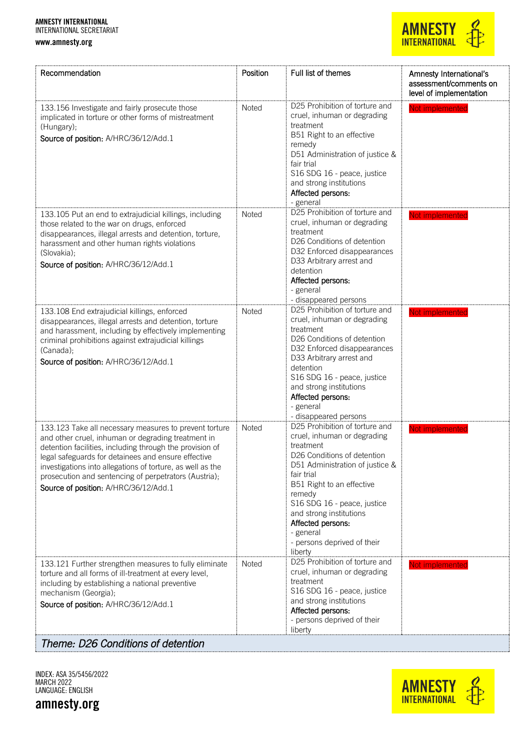| Recommendation | Position | Full list of themes | Amnesty International's assessment/comments on level of implementation |
|---|---|---|---|
| 133.156 Investigate and fairly prosecute those implicated in torture or other forms of mistreatment (Hungary);<br>**Source of position:** A/HRC/36/12/Add.1 | Noted | D25 Prohibition of torture and cruel, inhuman or degrading treatment<br>B51 Right to an effective remedy<br>D51 Administration of justice & fair trial<br>S16 SDG 16 - peace, justice and strong institutions<br>**Affected persons:**<br>- general | Not implemented |
| 133.105 Put an end to extrajudicial killings, including those related to the war on drugs, enforced disappearances, illegal arrests and detention, torture, harassment and other human rights violations (Slovakia);<br>**Source of position:** A/HRC/36/12/Add.1 | Noted | D25 Prohibition of torture and cruel, inhuman or degrading treatment<br>D26 Conditions of detention<br>D32 Enforced disappearances<br>D33 Arbitrary arrest and detention<br>**Affected persons:**<br>- general<br>- disappeared persons | Not implemented |
| 133.108 End extrajudicial killings, enforced disappearances, illegal arrests and detention, torture and harassment, including by effectively implementing criminal prohibitions against extrajudicial killings (Canada);<br>**Source of position:** A/HRC/36/12/Add.1 | Noted | D25 Prohibition of torture and cruel, inhuman or degrading treatment<br>D26 Conditions of detention<br>D32 Enforced disappearances<br>D33 Arbitrary arrest and detention<br>S16 SDG 16 - peace, justice and strong institutions<br>**Affected persons:**<br>- general<br>- disappeared persons | Not implemented |
| 133.123 Take all necessary measures to prevent torture and other cruel, inhuman or degrading treatment in detention facilities, including through the provision of legal safeguards for detainees and ensure effective investigations into allegations of torture, as well as the prosecution and sentencing of perpetrators (Austria);<br>**Source of position:** A/HRC/36/12/Add.1 | Noted | D25 Prohibition of torture and cruel, inhuman or degrading treatment<br>D26 Conditions of detention<br>D51 Administration of justice & fair trial<br>B51 Right to an effective remedy<br>S16 SDG 16 - peace, justice and strong institutions<br>**Affected persons:**<br>- general<br>- persons deprived of their liberty | Not implemented |
| 133.121 Further strengthen measures to fully eliminate torture and all forms of ill-treatment at every level, including by establishing a national preventive mechanism (Georgia);<br>**Source of position:** A/HRC/36/12/Add.1 | Noted | D25 Prohibition of torture and cruel, inhuman or degrading treatment<br>S16 SDG 16 - peace, justice and strong institutions<br>**Affected persons:**<br>- persons deprived of their liberty | Not implemented |

*Theme: D26 Conditions of detention*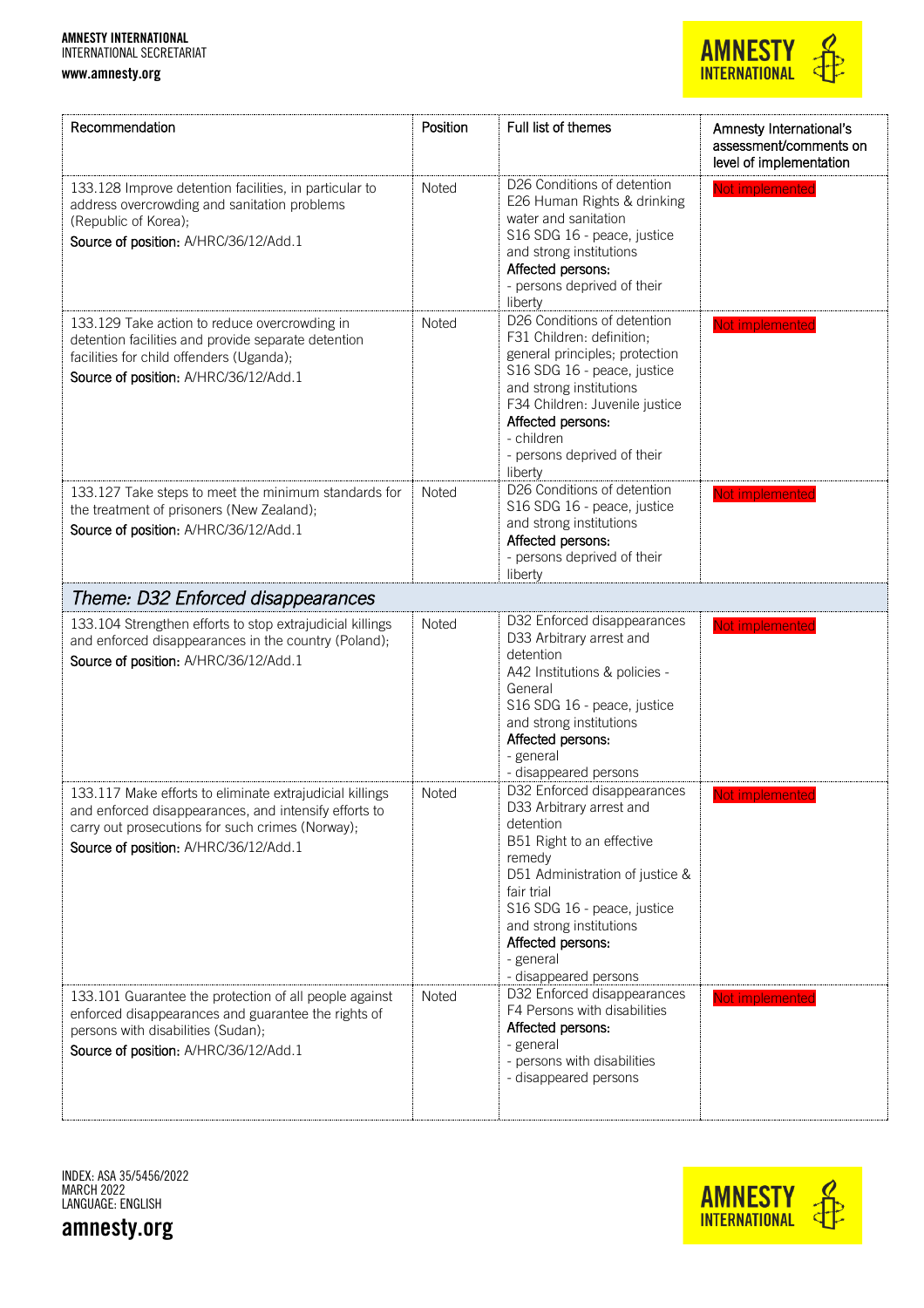| Recommendation | Position | Full list of themes | Amnesty International's assessment/comments on level of implementation |
|---|---|---|---|
| 133.128 Improve detention facilities, in particular to address overcrowding and sanitation problems (Republic of Korea);<br>**Source of position:** A/HRC/36/12/Add.1 | Noted | D26 Conditions of detention<br>E26 Human Rights & drinking water and sanitation<br>S16 SDG 16 - peace, justice and strong institutions<br>**Affected persons:**<br>- persons deprived of their liberty | Not implemented |
| 133.129 Take action to reduce overcrowding in detention facilities and provide separate detention facilities for child offenders (Uganda);<br>**Source of position:** A/HRC/36/12/Add.1 | Noted | D26 Conditions of detention<br>F31 Children: definition; general principles; protection<br>S16 SDG 16 - peace, justice and strong institutions<br>F34 Children: Juvenile justice<br>**Affected persons:**<br>- children<br>- persons deprived of their liberty | Not implemented |
| 133.127 Take steps to meet the minimum standards for the treatment of prisoners (New Zealand);<br>**Source of position:** A/HRC/36/12/Add.1 | Noted | D26 Conditions of detention<br>S16 SDG 16 - peace, justice and strong institutions<br>**Affected persons:**<br>- persons deprived of their liberty | Not implemented |
| ***Theme: D32 Enforced disappearances*** | | | |
| 133.104 Strengthen efforts to stop extrajudicial killings and enforced disappearances in the country (Poland);<br>**Source of position:** A/HRC/36/12/Add.1 | Noted | D32 Enforced disappearances<br>D33 Arbitrary arrest and detention<br>A42 Institutions & policies - General<br>S16 SDG 16 - peace, justice and strong institutions<br>**Affected persons:**<br>- general<br>- disappeared persons | Not implemented |
| 133.117 Make efforts to eliminate extrajudicial killings and enforced disappearances, and intensify efforts to carry out prosecutions for such crimes (Norway);<br>**Source of position:** A/HRC/36/12/Add.1 | Noted | D32 Enforced disappearances<br>D33 Arbitrary arrest and detention<br>B51 Right to an effective remedy<br>D51 Administration of justice & fair trial<br>S16 SDG 16 - peace, justice and strong institutions<br>**Affected persons:**<br>- general<br>- disappeared persons | Not implemented |
| 133.101 Guarantee the protection of all people against enforced disappearances and guarantee the rights of persons with disabilities (Sudan);<br>**Source of position:** A/HRC/36/12/Add.1 | Noted | D32 Enforced disappearances<br>F4 Persons with disabilities<br>**Affected persons:**<br>- general<br>- persons with disabilities<br>- disappeared persons | Not implemented |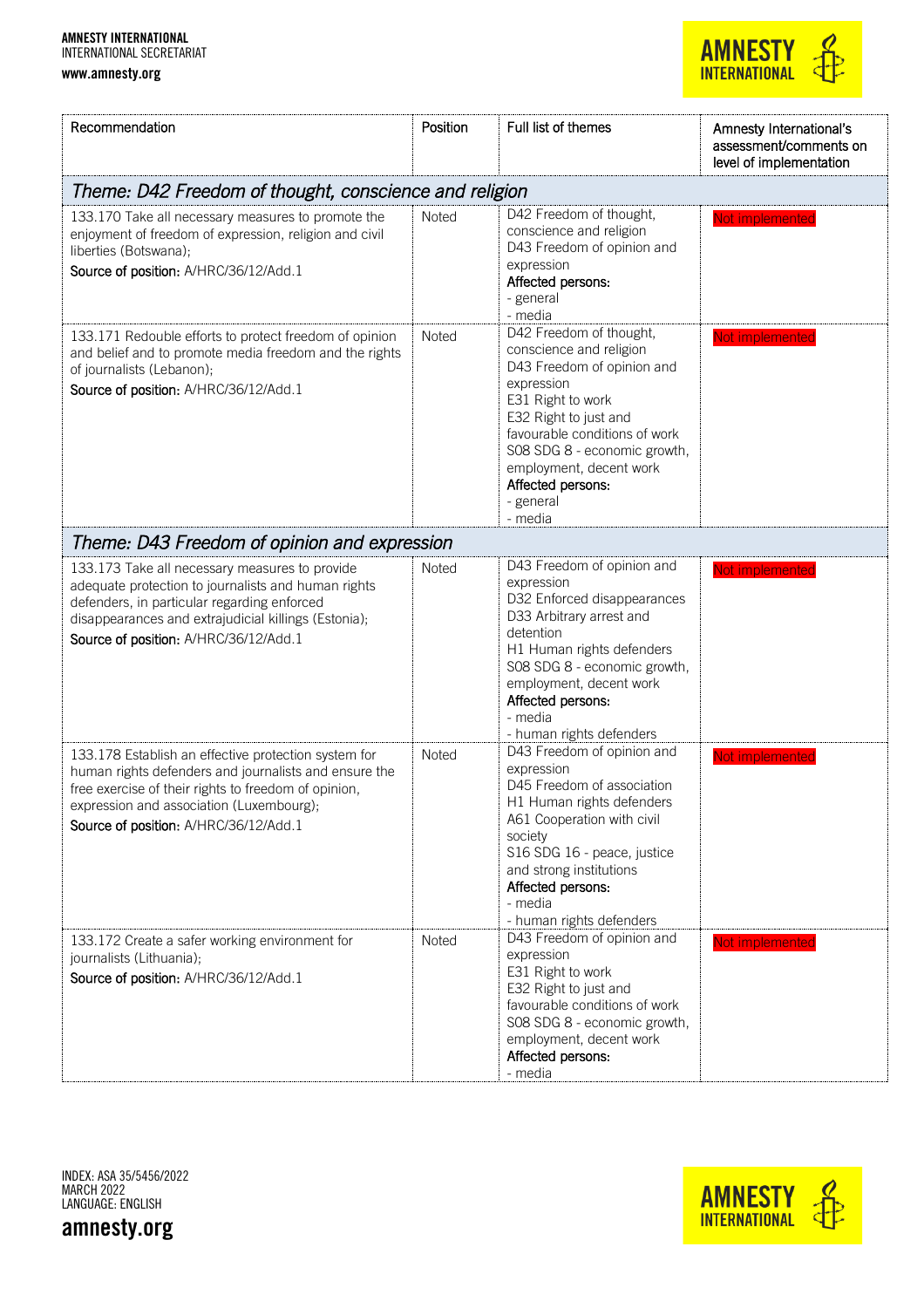| Recommendation | Position | Full list of themes | Amnesty International's assessment/comments on level of implementation |
|---|---|---|---|
| ***Theme: D42 Freedom of thought, conscience and religion*** | | | |
| 133.170 Take all necessary measures to promote the enjoyment of freedom of expression, religion and civil liberties (Botswana);<br>**Source of position:** A/HRC/36/12/Add.1 | Noted | D42 Freedom of thought, conscience and religion<br>D43 Freedom of opinion and expression<br>**Affected persons:**<br>- general<br>- media | Not implemented |
| 133.171 Redouble efforts to protect freedom of opinion and belief and to promote media freedom and the rights of journalists (Lebanon);<br>**Source of position:** A/HRC/36/12/Add.1 | Noted | D42 Freedom of thought, conscience and religion<br>D43 Freedom of opinion and expression<br>E31 Right to work<br>E32 Right to just and favourable conditions of work<br>S08 SDG 8 - economic growth, employment, decent work<br>**Affected persons:**<br>- general<br>- media | Not implemented |
| ***Theme: D43 Freedom of opinion and expression*** | | | |
| 133.173 Take all necessary measures to provide adequate protection to journalists and human rights defenders, in particular regarding enforced disappearances and extrajudicial killings (Estonia);<br>**Source of position:** A/HRC/36/12/Add.1 | Noted | D43 Freedom of opinion and expression<br>D32 Enforced disappearances<br>D33 Arbitrary arrest and detention<br>H1 Human rights defenders<br>S08 SDG 8 - economic growth, employment, decent work<br>**Affected persons:**<br>- media<br>- human rights defenders | Not implemented |
| 133.178 Establish an effective protection system for human rights defenders and journalists and ensure the free exercise of their rights to freedom of opinion, expression and association (Luxembourg);<br>**Source of position:** A/HRC/36/12/Add.1 | Noted | D43 Freedom of opinion and expression<br>D45 Freedom of association<br>H1 Human rights defenders<br>A61 Cooperation with civil society<br>S16 SDG 16 - peace, justice and strong institutions<br>**Affected persons:**<br>- media<br>- human rights defenders | Not implemented |
| 133.172 Create a safer working environment for journalists (Lithuania);<br>**Source of position:** A/HRC/36/12/Add.1 | Noted | D43 Freedom of opinion and expression<br>E31 Right to work<br>E32 Right to just and favourable conditions of work<br>S08 SDG 8 - economic growth, employment, decent work<br>**Affected persons:**<br>- media | Not implemented |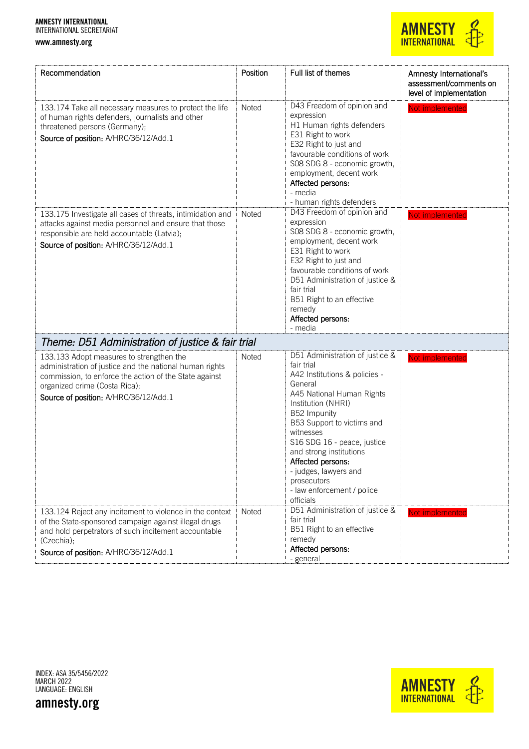| Recommendation | Position | Full list of themes | Amnesty International's assessment/comments on level of implementation |
|---|---|---|---|
| 133.174 Take all necessary measures to protect the life of human rights defenders, journalists and other threatened persons (Germany);<br>Source of position: A/HRC/36/12/Add.1 | Noted | D43 Freedom of opinion and expression<br>H1 Human rights defenders<br>E31 Right to work<br>E32 Right to just and favourable conditions of work<br>S08 SDG 8 - economic growth, employment, decent work<br>Affected persons:<br>- media<br>- human rights defenders | Not implemented |
| 133.175 Investigate all cases of threats, intimidation and attacks against media personnel and ensure that those responsible are held accountable (Latvia);<br>Source of position: A/HRC/36/12/Add.1 | Noted | D43 Freedom of opinion and expression<br>S08 SDG 8 - economic growth, employment, decent work<br>E31 Right to work<br>E32 Right to just and favourable conditions of work<br>D51 Administration of justice & fair trial<br>B51 Right to an effective remedy<br>Affected persons:<br>- media | Not implemented |
| ***Theme: D51 Administration of justice & fair trial*** | | | |
| 133.133 Adopt measures to strengthen the administration of justice and the national human rights commission, to enforce the action of the State against organized crime (Costa Rica);<br>Source of position: A/HRC/36/12/Add.1 | Noted | D51 Administration of justice & fair trial<br>A42 Institutions & policies - General<br>A45 National Human Rights Institution (NHRI)<br>B52 Impunity<br>B53 Support to victims and witnesses<br>S16 SDG 16 - peace, justice and strong institutions<br>Affected persons:<br>- judges, lawyers and prosecutors<br>- law enforcement / police officials | Not implemented |
| 133.124 Reject any incitement to violence in the context of the State-sponsored campaign against illegal drugs and hold perpetrators of such incitement accountable (Czechia);<br>Source of position: A/HRC/36/12/Add.1 | Noted | D51 Administration of justice & fair trial<br>B51 Right to an effective remedy<br>Affected persons:<br>- general | Not implemented |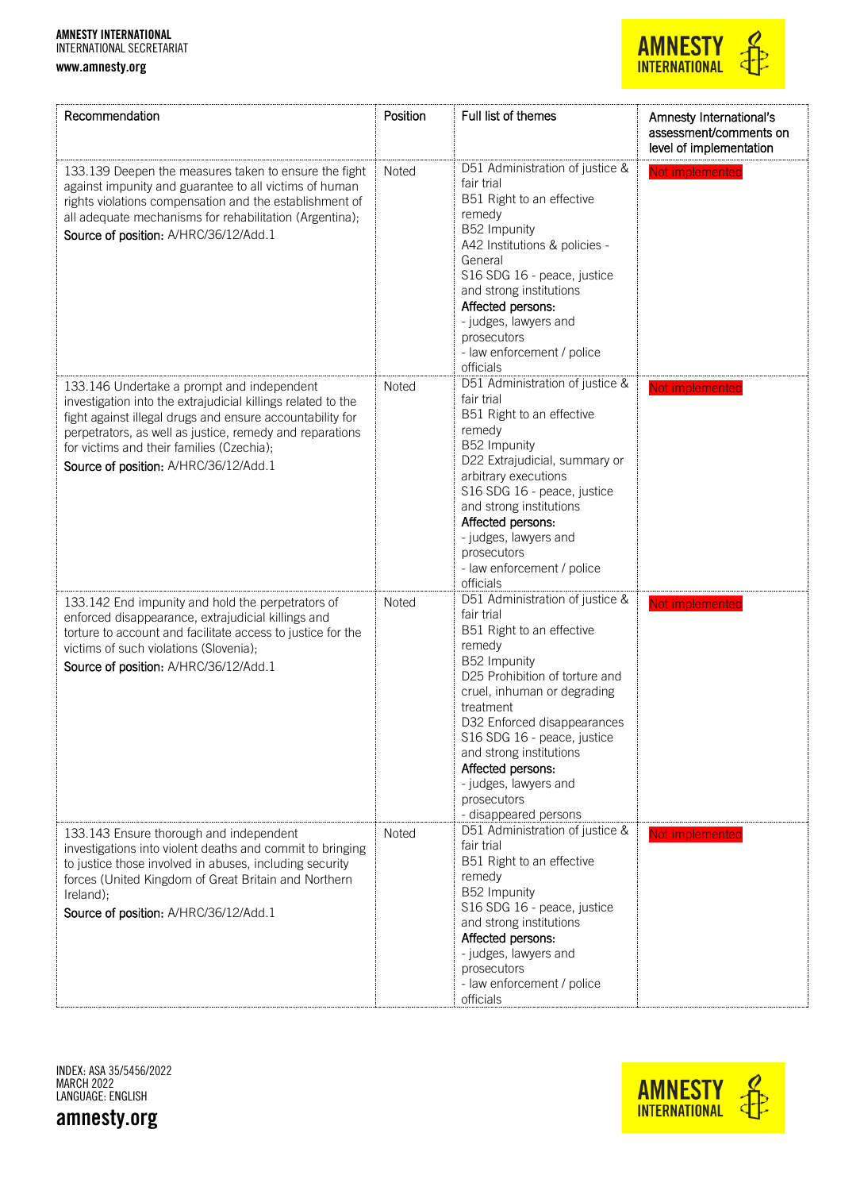| Recommendation | Position | Full list of themes | Amnesty International's assessment/comments on level of implementation |
|---|---|---|---|
| 133.139 Deepen the measures taken to ensure the fight against impunity and guarantee to all victims of human rights violations compensation and the establishment of all adequate mechanisms for rehabilitation (Argentina);<br>Source of position: A/HRC/36/12/Add.1 | Noted | D51 Administration of justice & fair trial<br>B51 Right to an effective remedy<br>B52 Impunity<br>A42 Institutions & policies - General<br>S16 SDG 16 - peace, justice and strong institutions<br>Affected persons:<br>- judges, lawyers and prosecutors<br>- law enforcement / police officials | Not implemented |
| 133.146 Undertake a prompt and independent investigation into the extrajudicial killings related to the fight against illegal drugs and ensure accountability for perpetrators, as well as justice, remedy and reparations for victims and their families (Czechia);<br>Source of position: A/HRC/36/12/Add.1 | Noted | D51 Administration of justice & fair trial<br>B51 Right to an effective remedy<br>B52 Impunity<br>D22 Extrajudicial, summary or arbitrary executions<br>S16 SDG 16 - peace, justice and strong institutions<br>Affected persons:<br>- judges, lawyers and prosecutors<br>- law enforcement / police officials | Not implemented |
| 133.142 End impunity and hold the perpetrators of enforced disappearance, extrajudicial killings and torture to account and facilitate access to justice for the victims of such violations (Slovenia);<br>Source of position: A/HRC/36/12/Add.1 | Noted | D51 Administration of justice & fair trial<br>B51 Right to an effective remedy<br>B52 Impunity<br>D25 Prohibition of torture and cruel, inhuman or degrading treatment<br>D32 Enforced disappearances<br>S16 SDG 16 - peace, justice and strong institutions<br>Affected persons:<br>- judges, lawyers and prosecutors<br>- disappeared persons | Not implemented |
| 133.143 Ensure thorough and independent investigations into violent deaths and commit to bringing to justice those involved in abuses, including security forces (United Kingdom of Great Britain and Northern Ireland);<br>Source of position: A/HRC/36/12/Add.1 | Noted | D51 Administration of justice & fair trial<br>B51 Right to an effective remedy<br>B52 Impunity<br>S16 SDG 16 - peace, justice and strong institutions<br>Affected persons:<br>- judges, lawyers and prosecutors<br>- law enforcement / police officials | Not implemented |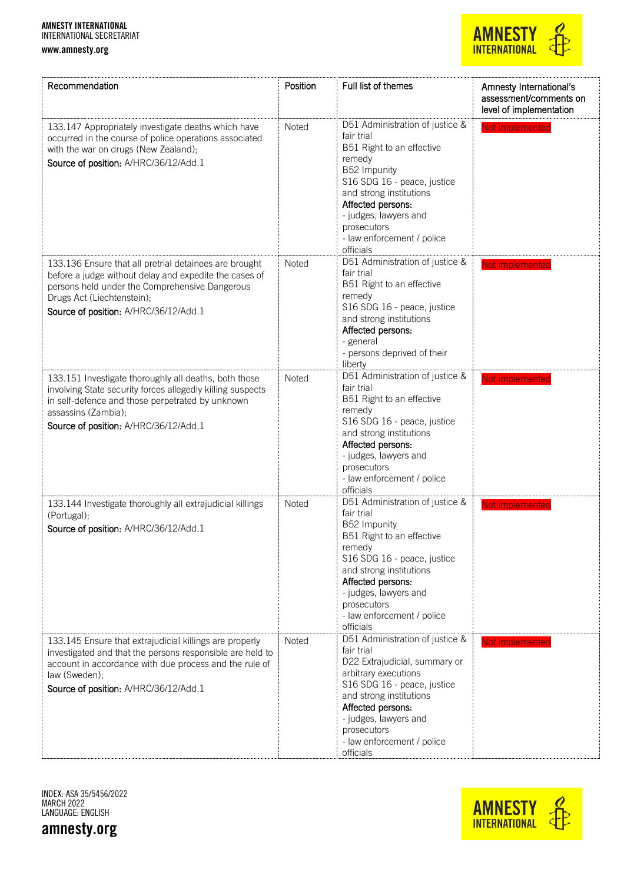| Recommendation | Position | Full list of themes | Amnesty International's assessment/comments on level of implementation |
|---|---|---|---|
| 133.147 Appropriately investigate deaths which have occurred in the course of police operations associated with the war on drugs (New Zealand);<br>**Source of position:** A/HRC/36/12/Add.1 | Noted | D51 Administration of justice & fair trial<br>B51 Right to an effective remedy<br>B52 Impunity<br>S16 SDG 16 - peace, justice and strong institutions<br>**Affected persons:**<br>- judges, lawyers and prosecutors<br>- law enforcement / police officials | Not implemented |
| 133.136 Ensure that all pretrial detainees are brought before a judge without delay and expedite the cases of persons held under the Comprehensive Dangerous Drugs Act (Liechtenstein);<br>**Source of position:** A/HRC/36/12/Add.1 | Noted | D51 Administration of justice & fair trial<br>B51 Right to an effective remedy<br>S16 SDG 16 - peace, justice and strong institutions<br>**Affected persons:**<br>- general<br>- persons deprived of their liberty | Not implemented |
| 133.151 Investigate thoroughly all deaths, both those involving State security forces allegedly killing suspects in self-defence and those perpetrated by unknown assassins (Zambia);<br>**Source of position:** A/HRC/36/12/Add.1 | Noted | D51 Administration of justice & fair trial<br>B51 Right to an effective remedy<br>S16 SDG 16 - peace, justice and strong institutions<br>**Affected persons:**<br>- judges, lawyers and prosecutors<br>- law enforcement / police officials | Not implemented |
| 133.144 Investigate thoroughly all extrajudicial killings (Portugal);<br>**Source of position:** A/HRC/36/12/Add.1 | Noted | D51 Administration of justice & fair trial<br>B52 Impunity<br>B51 Right to an effective remedy<br>S16 SDG 16 - peace, justice and strong institutions<br>**Affected persons:**<br>- judges, lawyers and prosecutors<br>- law enforcement / police officials | Not implemented |
| 133.145 Ensure that extrajudicial killings are properly investigated and that the persons responsible are held to account in accordance with due process and the rule of law (Sweden);<br>**Source of position:** A/HRC/36/12/Add.1 | Noted | D51 Administration of justice & fair trial<br>D22 Extrajudicial, summary or arbitrary executions<br>S16 SDG 16 - peace, justice and strong institutions<br>**Affected persons:**<br>- judges, lawyers and prosecutors<br>- law enforcement / police officials | Not implemented |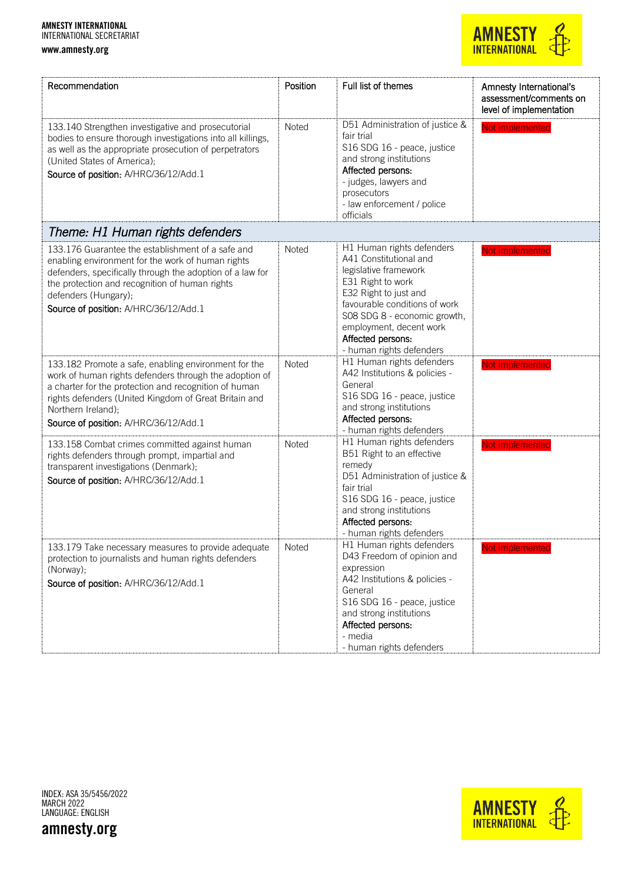| Recommendation | Position | Full list of themes | Amnesty International's assessment/comments on level of implementation |
|---|---|---|---|
| 133.140 Strengthen investigative and prosecutorial bodies to ensure thorough investigations into all killings, as well as the appropriate prosecution of perpetrators (United States of America);<br>Source of position: A/HRC/36/12/Add.1 | Noted | D51 Administration of justice & fair trial<br>S16 SDG 16 - peace, justice and strong institutions<br>Affected persons:<br>- judges, lawyers and prosecutors<br>- law enforcement / police officials | Not implemented |
| *Theme: H1 Human rights defenders* | | | |
| 133.176 Guarantee the establishment of a safe and enabling environment for the work of human rights defenders, specifically through the adoption of a law for the protection and recognition of human rights defenders (Hungary);<br>Source of position: A/HRC/36/12/Add.1 | Noted | H1 Human rights defenders<br>A41 Constitutional and legislative framework<br>E31 Right to work<br>E32 Right to just and favourable conditions of work<br>S08 SDG 8 - economic growth, employment, decent work<br>Affected persons:<br>- human rights defenders | Not implemented |
| 133.182 Promote a safe, enabling environment for the work of human rights defenders through the adoption of a charter for the protection and recognition of human rights defenders (United Kingdom of Great Britain and Northern Ireland);<br>Source of position: A/HRC/36/12/Add.1 | Noted | H1 Human rights defenders<br>A42 Institutions & policies - General<br>S16 SDG 16 - peace, justice and strong institutions<br>Affected persons:<br>- human rights defenders | Not implemented |
| 133.158 Combat crimes committed against human rights defenders through prompt, impartial and transparent investigations (Denmark);<br>Source of position: A/HRC/36/12/Add.1 | Noted | H1 Human rights defenders<br>B51 Right to an effective remedy<br>D51 Administration of justice & fair trial<br>S16 SDG 16 - peace, justice and strong institutions<br>Affected persons:<br>- human rights defenders | Not implemented |
| 133.179 Take necessary measures to provide adequate protection to journalists and human rights defenders (Norway);<br>Source of position: A/HRC/36/12/Add.1 | Noted | H1 Human rights defenders<br>D43 Freedom of opinion and expression<br>A42 Institutions & policies - General<br>S16 SDG 16 - peace, justice and strong institutions<br>Affected persons:<br>- media<br>- human rights defenders | Not implemented |

INDEX: ASA 35/5456/2022
MARCH 2022
LANGUAGE: ENGLISH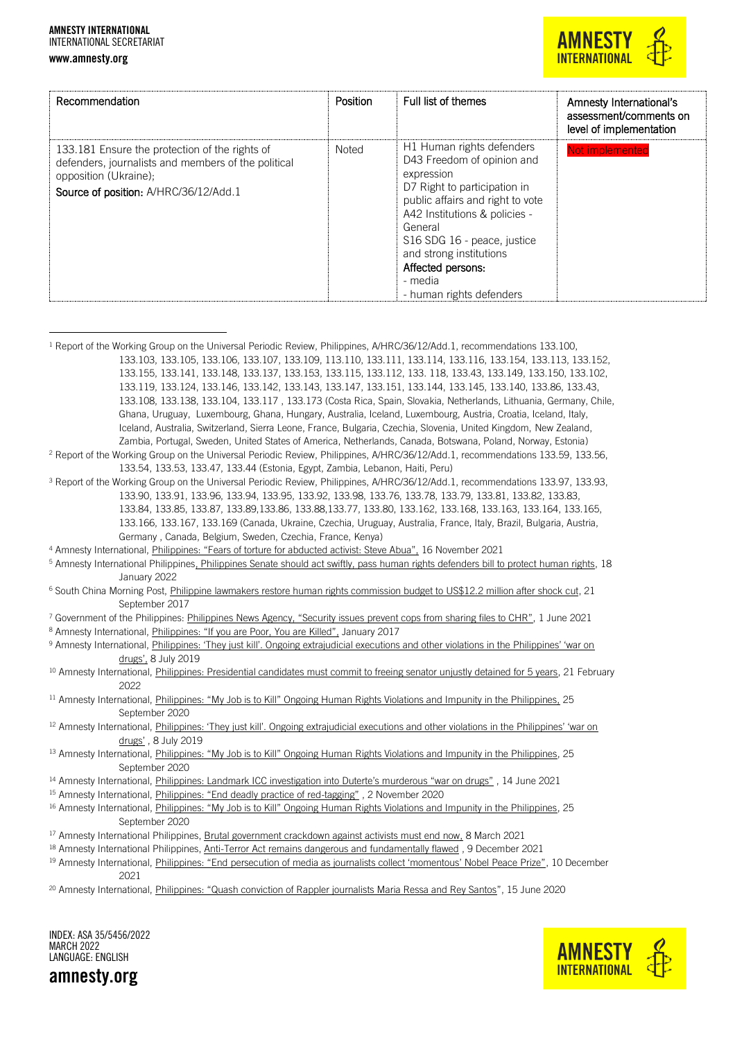| Recommendation | Position | Full list of themes | Amnesty International's assessment/comments on level of implementation |
|---|---|---|---|
| 133.181 Ensure the protection of the rights of defenders, journalists and members of the political opposition (Ukraine);<br>**Source of position:** A/HRC/36/12/Add.1 | Noted | H1 Human rights defenders<br>D43 Freedom of opinion and expression<br>D7 Right to participation in public affairs and right to vote<br>A42 Institutions & policies - General<br>S16 SDG 16 - peace, justice and strong institutions<br>**Affected persons:**<br>- media<br>- human rights defenders | Not implemented |

[1] Report of the Working Group on the Universal Periodic Review, Philippines, A/HRC/36/12/Add.1, recommendations 133.100, 133.103, 133.105, 133.106, 133.107, 133.109, 113.110, 133.111, 133.114, 133.116, 133.154, 133.113, 133.152, 133.155, 133.141, 133.148, 133.137, 133.153, 133.115, 133.112, 133. 118, 133.43, 133.149, 133.150, 133.102, 133.119, 133.124, 133.146, 133.142, 133.143, 133.147, 133.151, 133.144, 133.145, 133.140, 133.86, 133.43, 133.108, 133.138, 133.104, 133.117 , 133.173 (Costa Rica, Spain, Slovakia, Netherlands, Lithuania, Germany, Chile, Ghana, Uruguay, Luxembourg, Ghana, Hungary, Australia, Iceland, Luxembourg, Austria, Croatia, Iceland, Italy, Iceland, Australia, Switzerland, Sierra Leone, France, Bulgaria, Czechia, Slovenia, United Kingdom, New Zealand, Zambia, Portugal, Sweden, United States of America, Netherlands, Canada, Botswana, Poland, Norway, Estonia)

[2] Report of the Working Group on the Universal Periodic Review, Philippines, A/HRC/36/12/Add.1, recommendations 133.59, 133.56, 133.54, 133.53, 133.47, 133.44 (Estonia, Egypt, Zambia, Lebanon, Haiti, Peru)

[3] Report of the Working Group on the Universal Periodic Review, Philippines, A/HRC/36/12/Add.1, recommendations 133.97, 133.93, 133.90, 133.91, 133.96, 133.94, 133.95, 133.92, 133.98, 133.76, 133.78, 133.79, 133.81, 133.82, 133.83, 133.84, 133.85, 133.87, 133.89,133.86, 133.88,133.77, 133.80, 133.162, 133.168, 133.163, 133.164, 133.165, 133.166, 133.167, 133.169 (Canada, Ukraine, Czechia, Uruguay, Australia, France, Italy, Brazil, Bulgaria, Austria, Germany , Canada, Belgium, Sweden, Czechia, France, Kenya)

[4] Amnesty International, Philippines: "Fears of torture for abducted activist: Steve Abua", 16 November 2021

[5] Amnesty International Philippines, Philippines Senate should act swiftly, pass human rights defenders bill to protect human rights, 18 January 2022

[6] South China Morning Post, Philippine lawmakers restore human rights commission budget to US$12.2 million after shock cut, 21 September 2017

[7] Government of the Philippines: Philippines News Agency, "Security issues prevent cops from sharing files to CHR", 1 June 2021

[8] Amnesty International, Philippines: "If you are Poor, You are Killed", January 2017

[9] Amnesty International, Philippines: 'They just kill'. Ongoing extrajudicial executions and other violations in the Philippines' 'war on drugs', 8 July 2019

[10] Amnesty International, Philippines: Presidential candidates must commit to freeing senator unjustly detained for 5 years, 21 February 2022

[11] Amnesty International, Philippines: "My Job is to Kill" Ongoing Human Rights Violations and Impunity in the Philippines, 25 September 2020

[12] Amnesty International, Philippines: 'They just kill'. Ongoing extrajudicial executions and other violations in the Philippines' 'war on drugs' , 8 July 2019

[13] Amnesty International, Philippines: "My Job is to Kill" Ongoing Human Rights Violations and Impunity in the Philippines, 25 September 2020

[14] Amnesty International, Philippines: Landmark ICC investigation into Duterte's murderous "war on drugs" , 14 June 2021

[15] Amnesty International, Philippines: "End deadly practice of red-tagging" , 2 November 2020

[16] Amnesty International, Philippines: "My Job is to Kill" Ongoing Human Rights Violations and Impunity in the Philippines, 25 September 2020

[17] Amnesty International Philippines, Brutal government crackdown against activists must end now, 8 March 2021

[18] Amnesty International Philippines, Anti-Terror Act remains dangerous and fundamentally flawed , 9 December 2021

[19] Amnesty International, Philippines: "End persecution of media as journalists collect 'momentous' Nobel Peace Prize", 10 December 2021

[20] Amnesty International, Philippines: "Quash conviction of Rappler journalists Maria Ressa and Rey Santos", 15 June 2020

INDEX: ASA 35/5456/2022
MARCH 2022
LANGUAGE: ENGLISH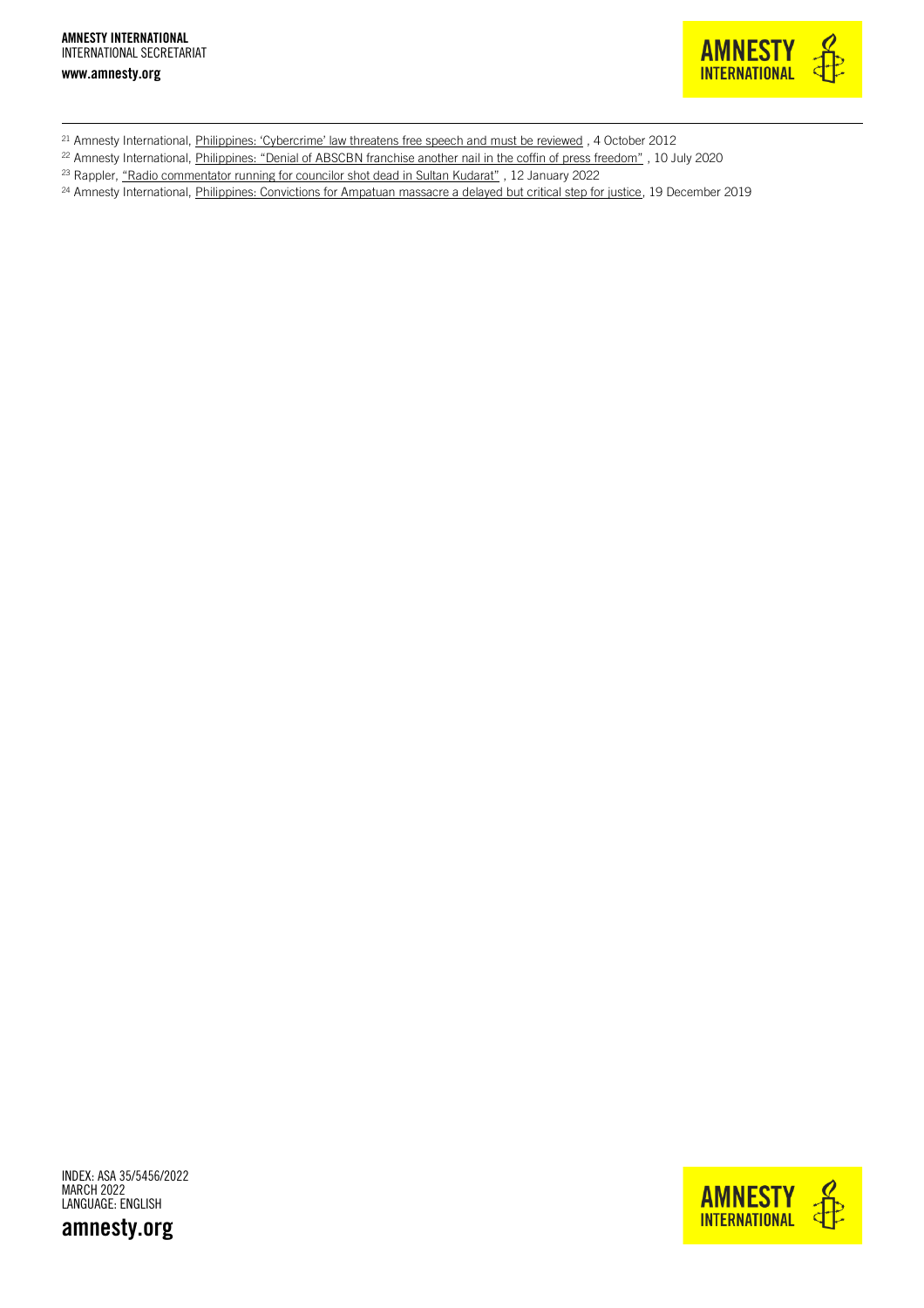[21] Amnesty International, Philippines: 'Cybercrime' law threatens free speech and must be reviewed , 4 October 2012

[22] Amnesty International, Philippines: "Denial of ABSCBN franchise another nail in the coffin of press freedom" , 10 July 2020

[23] Rappler, "Radio commentator running for councilor shot dead in Sultan Kudarat" , 12 January 2022

[24] Amnesty International, Philippines: Convictions for Ampatuan massacre a delayed but critical step for justice, 19 December 2019

INDEX: ASA 35/5456/2022
MARCH 2022
LANGUAGE: ENGLISH